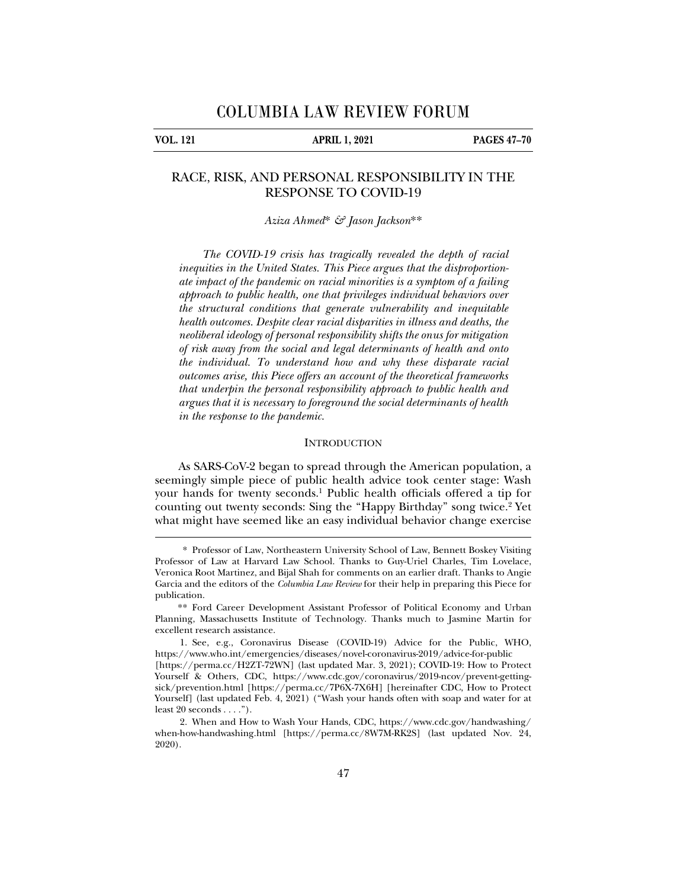# COLUMBIA LAW REVIEW FORUM

**VOL. 121 — APRIL 1, 2021 — PAGES 47–70**

## RACE, RISK, AND PERSONAL RESPONSIBILITY IN THE RESPONSE TO COVID-19

*Aziza Ahmed\* & Jason Jackson\*\**

*The COVID-19 crisis has tragically revealed the depth of racial inequities in the United States. This Piece argues that the disproportionate impact of the pandemic on racial minorities is a symptom of a failing approach to public health, one that privileges individual behaviors over the structural conditions that generate vulnerability and inequitable health outcomes. Despite clear racial disparities in illness and deaths, the neoliberal ideology of personal responsibility shifts the onus for mitigation of risk away from the social and legal determinants of health and onto the individual. To understand how and why these disparate racial outcomes arise, this Piece offers an account of the theoretical frameworks that underpin the personal responsibility approach to public health and argues that it is necessary to foreground the social determinants of health in the response to the pandemic.*

### INTRODUCTION

As SARS-CoV-2 began to spread through the American population, a seemingly simple piece of public health advice took center stage: Wash your hands for twenty seconds.[1] Public health officials offered a tip for counting out twenty seconds: Sing the "Happy Birthday" song twice.[2] Yet what might have seemed like an easy individual behavior change exercise

---

\* Professor of Law, Northeastern University School of Law, Bennett Boskey Visiting Professor of Law at Harvard Law School. Thanks to Guy-Uriel Charles, Tim Lovelace, Veronica Root Martinez, and Bijal Shah for comments on an earlier draft. Thanks to Angie Garcia and the editors of the *Columbia Law Review* for their help in preparing this Piece for publication.

\*\* Ford Career Development Assistant Professor of Political Economy and Urban Planning, Massachusetts Institute of Technology. Thanks much to Jasmine Martin for excellent research assistance.

1. See, e.g., Coronavirus Disease (COVID-19) Advice for the Public, WHO, https://www.who.int/emergencies/diseases/novel-coronavirus-2019/advice-for-public [https://perma.cc/H2ZT-72WN] (last updated Mar. 3, 2021); COVID-19: How to Protect Yourself & Others, CDC, https://www.cdc.gov/coronavirus/2019-ncov/prevent-getting-sick/prevention.html [https://perma.cc/7P6X-7X6H] [hereinafter CDC, How to Protect Yourself] (last updated Feb. 4, 2021) ("Wash your hands often with soap and water for at least 20 seconds . . . .").

2. When and How to Wash Your Hands, CDC, https://www.cdc.gov/handwashing/when-how-handwashing.html [https://perma.cc/8W7M-RK2S] (last updated Nov. 24, 2020).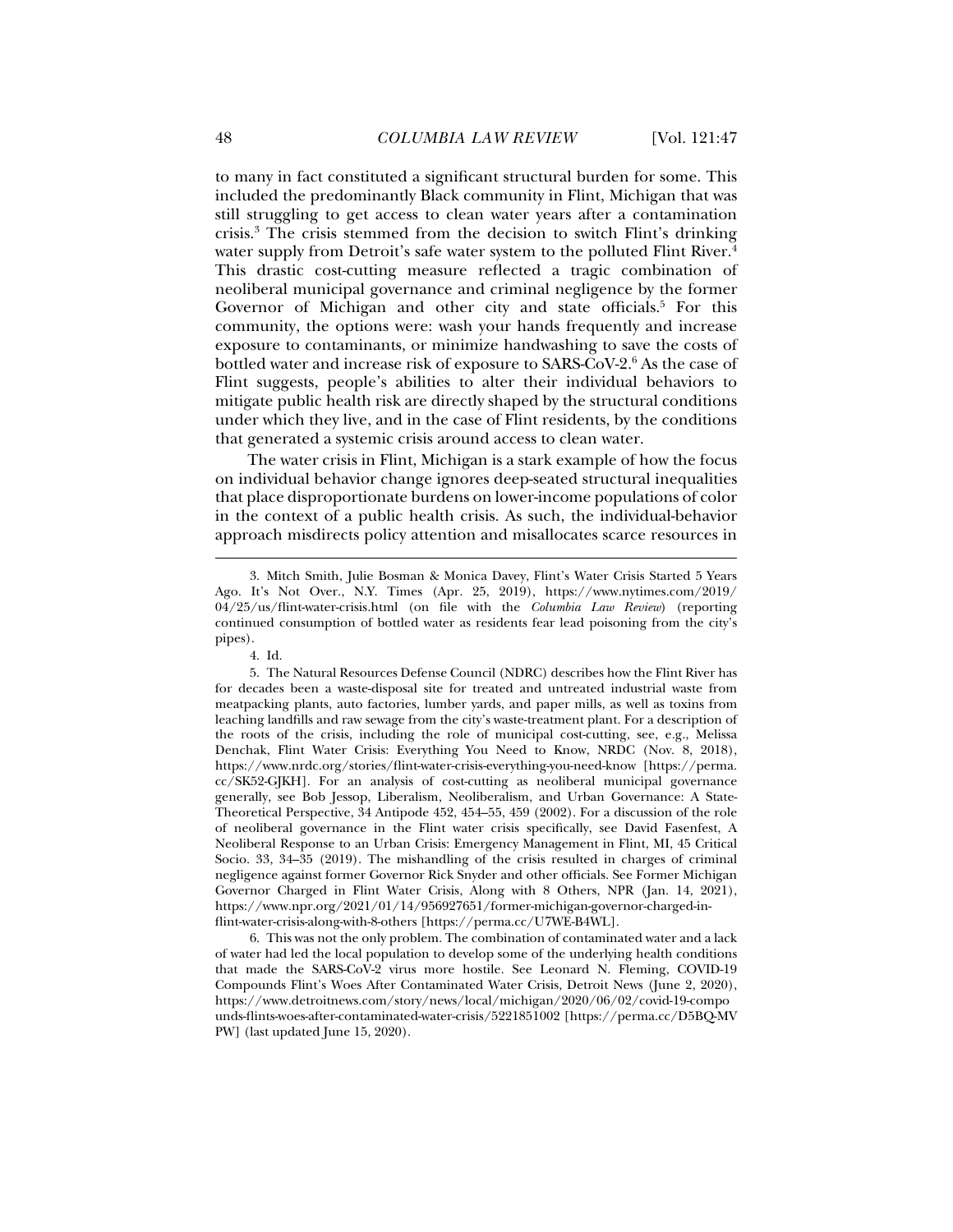to many in fact constituted a significant structural burden for some. This included the predominantly Black community in Flint, Michigan that was still struggling to get access to clean water years after a contamination crisis.[3] The crisis stemmed from the decision to switch Flint's drinking water supply from Detroit's safe water system to the polluted Flint River.[4] This drastic cost-cutting measure reflected a tragic combination of neoliberal municipal governance and criminal negligence by the former Governor of Michigan and other city and state officials.[5] For this community, the options were: wash your hands frequently and increase exposure to contaminants, or minimize handwashing to save the costs of bottled water and increase risk of exposure to SARS-CoV-2.[6] As the case of Flint suggests, people's abilities to alter their individual behaviors to mitigate public health risk are directly shaped by the structural conditions under which they live, and in the case of Flint residents, by the conditions that generated a systemic crisis around access to clean water.

The water crisis in Flint, Michigan is a stark example of how the focus on individual behavior change ignores deep-seated structural inequalities that place disproportionate burdens on lower-income populations of color in the context of a public health crisis. As such, the individual-behavior approach misdirects policy attention and misallocates scarce resources in

---

3. Mitch Smith, Julie Bosman & Monica Davey, Flint's Water Crisis Started 5 Years Ago. It's Not Over., N.Y. Times (Apr. 25, 2019), https://www.nytimes.com/2019/04/25/us/flint-water-crisis.html (on file with the *Columbia Law Review*) (reporting continued consumption of bottled water as residents fear lead poisoning from the city's pipes).

4. Id.

5. The Natural Resources Defense Council (NDRC) describes how the Flint River has for decades been a waste-disposal site for treated and untreated industrial waste from meatpacking plants, auto factories, lumber yards, and paper mills, as well as toxins from leaching landfills and raw sewage from the city's waste-treatment plant. For a description of the roots of the crisis, including the role of municipal cost-cutting, see, e.g., Melissa Denchak, Flint Water Crisis: Everything You Need to Know, NRDC (Nov. 8, 2018), https://www.nrdc.org/stories/flint-water-crisis-everything-you-need-know [https://perma.cc/SK52-GJKH]. For an analysis of cost-cutting as neoliberal municipal governance generally, see Bob Jessop, Liberalism, Neoliberalism, and Urban Governance: A State-Theoretical Perspective, 34 Antipode 452, 454–55, 459 (2002). For a discussion of the role of neoliberal governance in the Flint water crisis specifically, see David Fasenfest, A Neoliberal Response to an Urban Crisis: Emergency Management in Flint, MI, 45 Critical Socio. 33, 34–35 (2019). The mishandling of the crisis resulted in charges of criminal negligence against former Governor Rick Snyder and other officials. See Former Michigan Governor Charged in Flint Water Crisis, Along with 8 Others, NPR (Jan. 14, 2021), https://www.npr.org/2021/01/14/956927651/former-michigan-governor-charged-in-flint-water-crisis-along-with-8-others [https://perma.cc/U7WE-B4WL].

6. This was not the only problem. The combination of contaminated water and a lack of water had led the local population to develop some of the underlying health conditions that made the SARS-CoV-2 virus more hostile. See Leonard N. Fleming, COVID-19 Compounds Flint's Woes After Contaminated Water Crisis, Detroit News (June 2, 2020), https://www.detroitnews.com/story/news/local/michigan/2020/06/02/covid-19-compounds-flints-woes-after-contaminated-water-crisis/5221851002 [https://perma.cc/D5BQ-MVPW] (last updated June 15, 2020).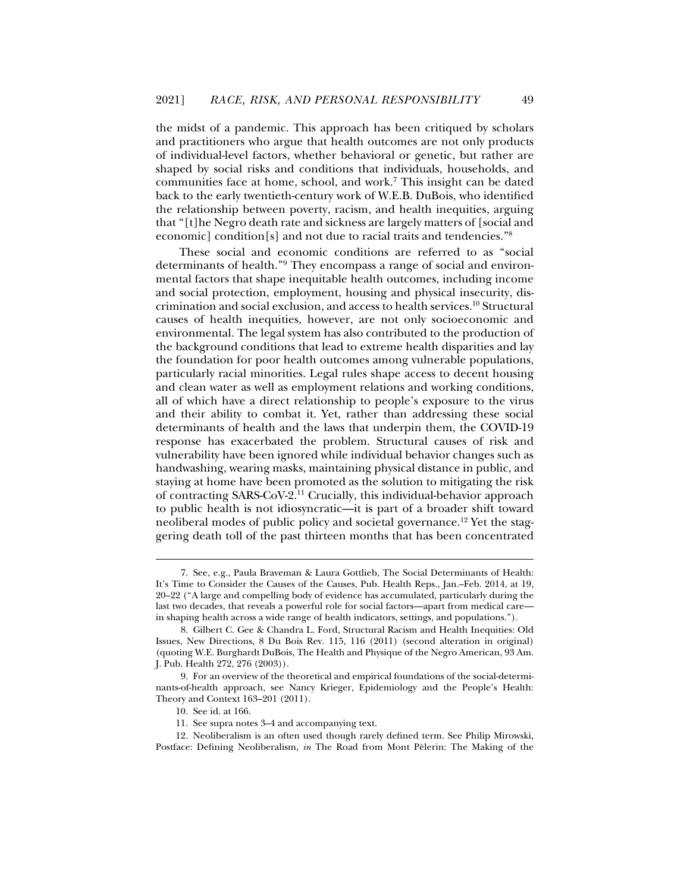the midst of a pandemic. This approach has been critiqued by scholars and practitioners who argue that health outcomes are not only products of individual-level factors, whether behavioral or genetic, but rather are shaped by social risks and conditions that individuals, households, and communities face at home, school, and work.[7] This insight can be dated back to the early twentieth-century work of W.E.B. DuBois, who identified the relationship between poverty, racism, and health inequities, arguing that "[t]he Negro death rate and sickness are largely matters of [social and economic] condition[s] and not due to racial traits and tendencies."[8]

These social and economic conditions are referred to as "social determinants of health."[9] They encompass a range of social and environmental factors that shape inequitable health outcomes, including income and social protection, employment, housing and physical insecurity, discrimination and social exclusion, and access to health services.[10] Structural causes of health inequities, however, are not only socioeconomic and environmental. The legal system has also contributed to the production of the background conditions that lead to extreme health disparities and lay the foundation for poor health outcomes among vulnerable populations, particularly racial minorities. Legal rules shape access to decent housing and clean water as well as employment relations and working conditions, all of which have a direct relationship to people's exposure to the virus and their ability to combat it. Yet, rather than addressing these social determinants of health and the laws that underpin them, the COVID-19 response has exacerbated the problem. Structural causes of risk and vulnerability have been ignored while individual behavior changes such as handwashing, wearing masks, maintaining physical distance in public, and staying at home have been promoted as the solution to mitigating the risk of contracting SARS-CoV-2.[11] Crucially, this individual-behavior approach to public health is not idiosyncratic—it is part of a broader shift toward neoliberal modes of public policy and societal governance.[12] Yet the staggering death toll of the past thirteen months that has been concentrated

---

7. See, e.g., Paula Braveman & Laura Gottlieb, The Social Determinants of Health: It's Time to Consider the Causes of the Causes, Pub. Health Reps., Jan.–Feb. 2014, at 19, 20–22 ("A large and compelling body of evidence has accumulated, particularly during the last two decades, that reveals a powerful role for social factors—apart from medical care—in shaping health across a wide range of health indicators, settings, and populations.").

8. Gilbert C. Gee & Chandra L. Ford, Structural Racism and Health Inequities: Old Issues, New Directions, 8 Du Bois Rev. 115, 116 (2011) (second alteration in original) (quoting W.E. Burghardt DuBois, The Health and Physique of the Negro American, 93 Am. J. Pub. Health 272, 276 (2003)).

9. For an overview of the theoretical and empirical foundations of the social-determinants-of-health approach, see Nancy Krieger, Epidemiology and the People's Health: Theory and Context 163–201 (2011).

10. See id. at 166.

11. See supra notes 3–4 and accompanying text.

12. Neoliberalism is an often used though rarely defined term. See Philip Mirowski, Postface: Defining Neoliberalism, *in* The Road from Mont Pèlerin: The Making of the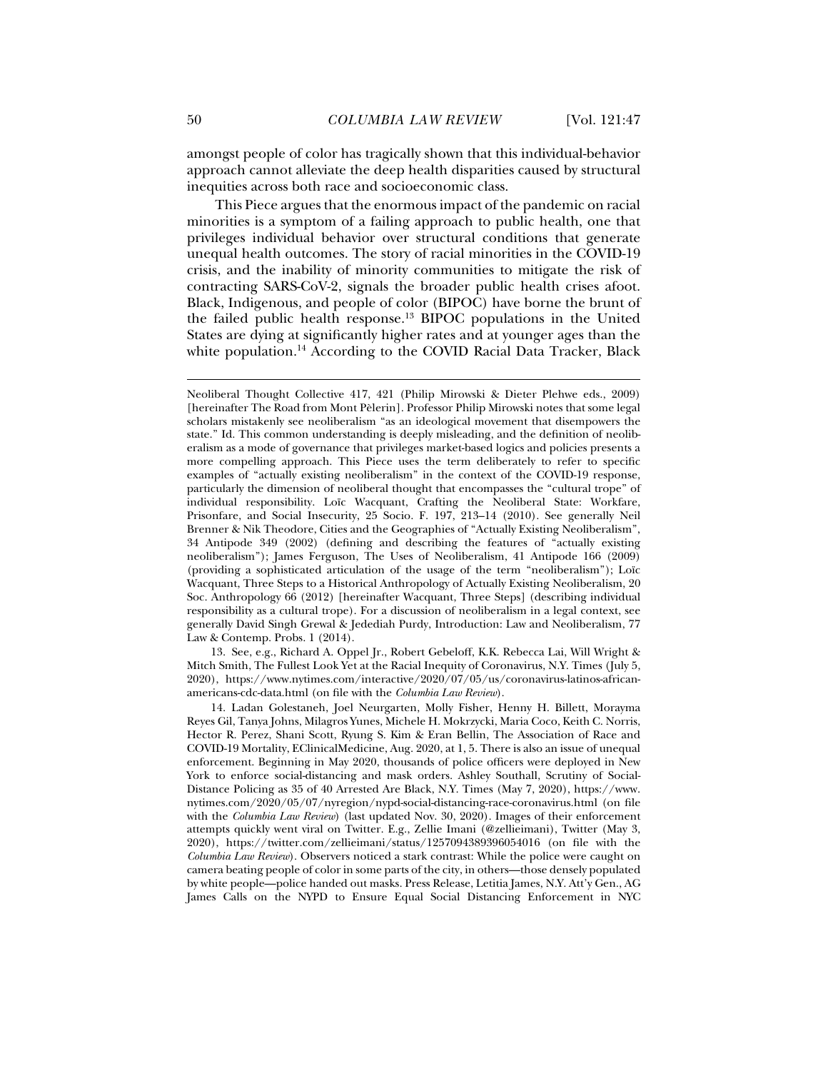amongst people of color has tragically shown that this individual-behavior approach cannot alleviate the deep health disparities caused by structural inequities across both race and socioeconomic class.

This Piece argues that the enormous impact of the pandemic on racial minorities is a symptom of a failing approach to public health, one that privileges individual behavior over structural conditions that generate unequal health outcomes. The story of racial minorities in the COVID-19 crisis, and the inability of minority communities to mitigate the risk of contracting SARS-CoV-2, signals the broader public health crises afoot. Black, Indigenous, and people of color (BIPOC) have borne the brunt of the failed public health response.[13] BIPOC populations in the United States are dying at significantly higher rates and at younger ages than the white population.[14] According to the COVID Racial Data Tracker, Black

---

Neoliberal Thought Collective 417, 421 (Philip Mirowski & Dieter Plehwe eds., 2009) [hereinafter The Road from Mont Pèlerin]. Professor Philip Mirowski notes that some legal scholars mistakenly see neoliberalism "as an ideological movement that disempowers the state." Id. This common understanding is deeply misleading, and the definition of neoliberalism as a mode of governance that privileges market-based logics and policies presents a more compelling approach. This Piece uses the term deliberately to refer to specific examples of "actually existing neoliberalism" in the context of the COVID-19 response, particularly the dimension of neoliberal thought that encompasses the "cultural trope" of individual responsibility. Loïc Wacquant, Crafting the Neoliberal State: Workfare, Prisonfare, and Social Insecurity, 25 Socio. F. 197, 213–14 (2010). See generally Neil Brenner & Nik Theodore, Cities and the Geographies of "Actually Existing Neoliberalism", 34 Antipode 349 (2002) (defining and describing the features of "actually existing neoliberalism"); James Ferguson, The Uses of Neoliberalism, 41 Antipode 166 (2009) (providing a sophisticated articulation of the usage of the term "neoliberalism"); Loïc Wacquant, Three Steps to a Historical Anthropology of Actually Existing Neoliberalism, 20 Soc. Anthropology 66 (2012) [hereinafter Wacquant, Three Steps] (describing individual responsibility as a cultural trope). For a discussion of neoliberalism in a legal context, see generally David Singh Grewal & Jedediah Purdy, Introduction: Law and Neoliberalism, 77 Law & Contemp. Probs. 1 (2014).

13. See, e.g., Richard A. Oppel Jr., Robert Gebeloff, K.K. Rebecca Lai, Will Wright & Mitch Smith, The Fullest Look Yet at the Racial Inequity of Coronavirus, N.Y. Times (July 5, 2020), https://www.nytimes.com/interactive/2020/07/05/us/coronavirus-latinos-african-americans-cdc-data.html (on file with the *Columbia Law Review*).

14. Ladan Golestaneh, Joel Neurgarten, Molly Fisher, Henny H. Billett, Morayma Reyes Gil, Tanya Johns, Milagros Yunes, Michele H. Mokrzycki, Maria Coco, Keith C. Norris, Hector R. Perez, Shani Scott, Ryung S. Kim & Eran Bellin, The Association of Race and COVID-19 Mortality, EClinicalMedicine, Aug. 2020, at 1, 5. There is also an issue of unequal enforcement. Beginning in May 2020, thousands of police officers were deployed in New York to enforce social-distancing and mask orders. Ashley Southall, Scrutiny of Social-Distance Policing as 35 of 40 Arrested Are Black, N.Y. Times (May 7, 2020), https://www.nytimes.com/2020/05/07/nyregion/nypd-social-distancing-race-coronavirus.html (on file with the *Columbia Law Review*) (last updated Nov. 30, 2020). Images of their enforcement attempts quickly went viral on Twitter. E.g., Zellie Imani (@zellieimani), Twitter (May 3, 2020), https://twitter.com/zellieimani/status/1257094389396054016 (on file with the *Columbia Law Review*). Observers noticed a stark contrast: While the police were caught on camera beating people of color in some parts of the city, in others—those densely populated by white people—police handed out masks. Press Release, Letitia James, N.Y. Att'y Gen., AG James Calls on the NYPD to Ensure Equal Social Distancing Enforcement in NYC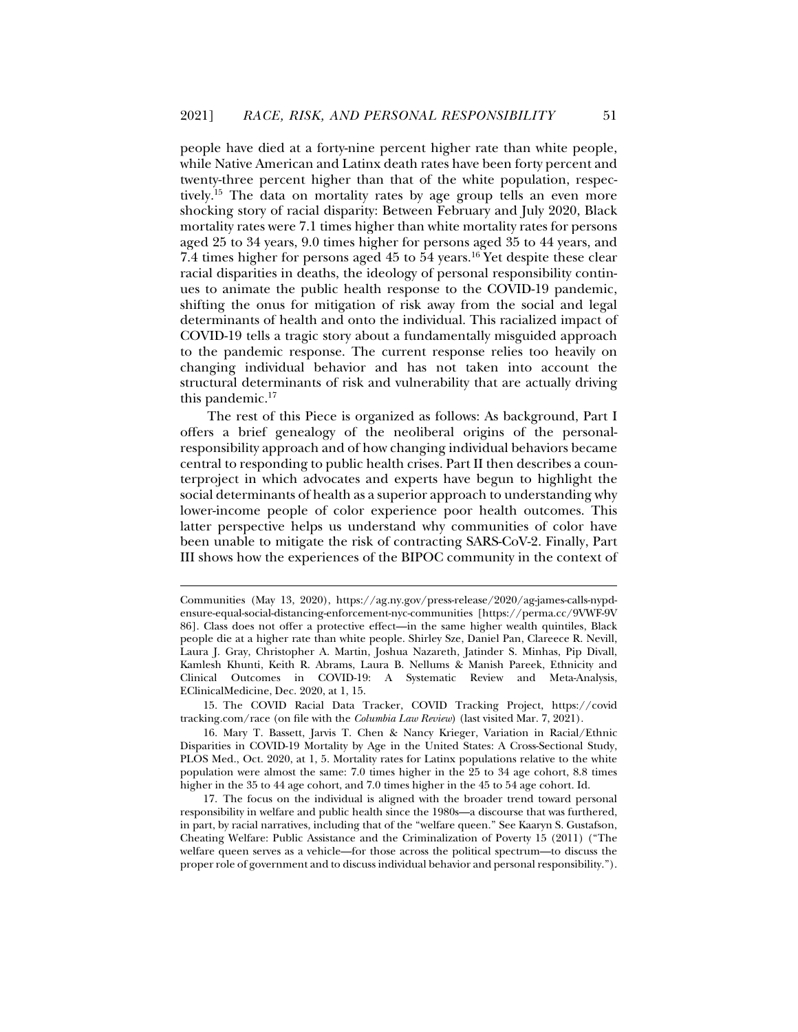people have died at a forty-nine percent higher rate than white people, while Native American and Latinx death rates have been forty percent and twenty-three percent higher than that of the white population, respectively.[15] The data on mortality rates by age group tells an even more shocking story of racial disparity: Between February and July 2020, Black mortality rates were 7.1 times higher than white mortality rates for persons aged 25 to 34 years, 9.0 times higher for persons aged 35 to 44 years, and 7.4 times higher for persons aged 45 to 54 years.[16] Yet despite these clear racial disparities in deaths, the ideology of personal responsibility continues to animate the public health response to the COVID-19 pandemic, shifting the onus for mitigation of risk away from the social and legal determinants of health and onto the individual. This racialized impact of COVID-19 tells a tragic story about a fundamentally misguided approach to the pandemic response. The current response relies too heavily on changing individual behavior and has not taken into account the structural determinants of risk and vulnerability that are actually driving this pandemic.[17]

The rest of this Piece is organized as follows: As background, Part I offers a brief genealogy of the neoliberal origins of the personal-responsibility approach and of how changing individual behaviors became central to responding to public health crises. Part II then describes a counterproject in which advocates and experts have begun to highlight the social determinants of health as a superior approach to understanding why lower-income people of color experience poor health outcomes. This latter perspective helps us understand why communities of color have been unable to mitigate the risk of contracting SARS-CoV-2. Finally, Part III shows how the experiences of the BIPOC community in the context of

---

Communities (May 13, 2020), https://ag.ny.gov/press-release/2020/ag-james-calls-nypd-ensure-equal-social-distancing-enforcement-nyc-communities [https://perma.cc/9VWF-9V86]. Class does not offer a protective effect—in the same higher wealth quintiles, Black people die at a higher rate than white people. Shirley Sze, Daniel Pan, Clareece R. Nevill, Laura J. Gray, Christopher A. Martin, Joshua Nazareth, Jatinder S. Minhas, Pip Divall, Kamlesh Khunti, Keith R. Abrams, Laura B. Nellums & Manish Pareek, Ethnicity and Clinical Outcomes in COVID-19: A Systematic Review and Meta-Analysis, EClinicalMedicine, Dec. 2020, at 1, 15.

15. The COVID Racial Data Tracker, COVID Tracking Project, https://covidtracking.com/race (on file with the *Columbia Law Review*) (last visited Mar. 7, 2021).

16. Mary T. Bassett, Jarvis T. Chen & Nancy Krieger, Variation in Racial/Ethnic Disparities in COVID-19 Mortality by Age in the United States: A Cross-Sectional Study, PLOS Med., Oct. 2020, at 1, 5. Mortality rates for Latinx populations relative to the white population were almost the same: 7.0 times higher in the 25 to 34 age cohort, 8.8 times higher in the 35 to 44 age cohort, and 7.0 times higher in the 45 to 54 age cohort. Id.

17. The focus on the individual is aligned with the broader trend toward personal responsibility in welfare and public health since the 1980s—a discourse that was furthered, in part, by racial narratives, including that of the "welfare queen." See Kaaryn S. Gustafson, Cheating Welfare: Public Assistance and the Criminalization of Poverty 15 (2011) ("The welfare queen serves as a vehicle—for those across the political spectrum—to discuss the proper role of government and to discuss individual behavior and personal responsibility.").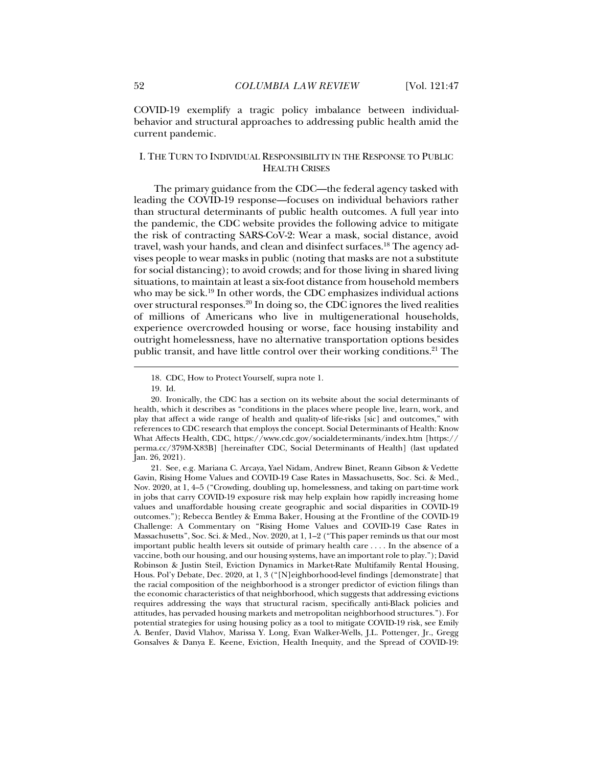COVID-19 exemplify a tragic policy imbalance between individual-behavior and structural approaches to addressing public health amid the current pandemic.

## I. The Turn to Individual Responsibility in the Response to Public Health Crises

The primary guidance from the CDC—the federal agency tasked with leading the COVID-19 response—focuses on individual behaviors rather than structural determinants of public health outcomes. A full year into the pandemic, the CDC website provides the following advice to mitigate the risk of contracting SARS-CoV-2: Wear a mask, social distance, avoid travel, wash your hands, and clean and disinfect surfaces.[18] The agency advises people to wear masks in public (noting that masks are not a substitute for social distancing); to avoid crowds; and for those living in shared living situations, to maintain at least a six-foot distance from household members who may be sick.[19] In other words, the CDC emphasizes individual actions over structural responses.[20] In doing so, the CDC ignores the lived realities of millions of Americans who live in multigenerational households, experience overcrowded housing or worse, face housing instability and outright homelessness, have no alternative transportation options besides public transit, and have little control over their working conditions.[21] The

---

18. CDC, How to Protect Yourself, supra note 1.

19. Id.

20. Ironically, the CDC has a section on its website about the social determinants of health, which it describes as "conditions in the places where people live, learn, work, and play that affect a wide range of health and quality-of life-risks [sic] and outcomes," with references to CDC research that employs the concept. Social Determinants of Health: Know What Affects Health, CDC, https://www.cdc.gov/socialdeterminants/index.htm [https://perma.cc/379M-X83B] [hereinafter CDC, Social Determinants of Health] (last updated Jan. 26, 2021).

21. See, e.g. Mariana C. Arcaya, Yael Nidam, Andrew Binet, Reann Gibson & Vedette Gavin, Rising Home Values and COVID-19 Case Rates in Massachusetts, Soc. Sci. & Med., Nov. 2020, at 1, 4–5 ("Crowding, doubling up, homelessness, and taking on part-time work in jobs that carry COVID-19 exposure risk may help explain how rapidly increasing home values and unaffordable housing create geographic and social disparities in COVID-19 outcomes."); Rebecca Bentley & Emma Baker, Housing at the Frontline of the COVID-19 Challenge: A Commentary on "Rising Home Values and COVID-19 Case Rates in Massachusetts", Soc. Sci. & Med., Nov. 2020, at 1, 1–2 ("This paper reminds us that our most important public health levers sit outside of primary health care . . . . In the absence of a vaccine, both our housing, and our housing systems, have an important role to play."); David Robinson & Justin Steil, Eviction Dynamics in Market-Rate Multifamily Rental Housing, Hous. Pol'y Debate, Dec. 2020, at 1, 3 ("[N]eighborhood-level findings [demonstrate] that the racial composition of the neighborhood is a stronger predictor of eviction filings than the economic characteristics of that neighborhood, which suggests that addressing evictions requires addressing the ways that structural racism, specifically anti-Black policies and attitudes, has pervaded housing markets and metropolitan neighborhood structures."). For potential strategies for using housing policy as a tool to mitigate COVID-19 risk, see Emily A. Benfer, David Vlahov, Marissa Y. Long, Evan Walker-Wells, J.L. Pottenger, Jr., Gregg Gonsalves & Danya E. Keene, Eviction, Health Inequity, and the Spread of COVID-19: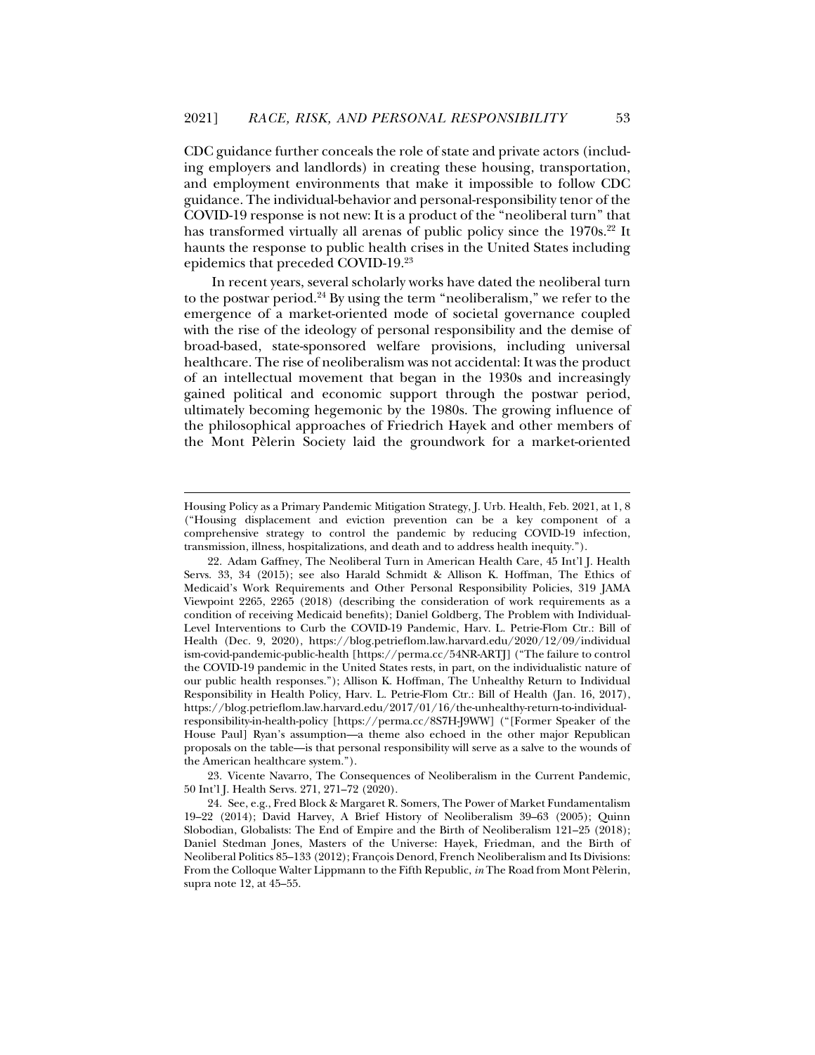CDC guidance further conceals the role of state and private actors (including employers and landlords) in creating these housing, transportation, and employment environments that make it impossible to follow CDC guidance. The individual-behavior and personal-responsibility tenor of the COVID-19 response is not new: It is a product of the "neoliberal turn" that has transformed virtually all arenas of public policy since the 1970s.[22] It haunts the response to public health crises in the United States including epidemics that preceded COVID-19.[23]

In recent years, several scholarly works have dated the neoliberal turn to the postwar period.[24] By using the term "neoliberalism," we refer to the emergence of a market-oriented mode of societal governance coupled with the rise of the ideology of personal responsibility and the demise of broad-based, state-sponsored welfare provisions, including universal healthcare. The rise of neoliberalism was not accidental: It was the product of an intellectual movement that began in the 1930s and increasingly gained political and economic support through the postwar period, ultimately becoming hegemonic by the 1980s. The growing influence of the philosophical approaches of Friedrich Hayek and other members of the Mont Pèlerin Society laid the groundwork for a market-oriented

---

Housing Policy as a Primary Pandemic Mitigation Strategy, J. Urb. Health, Feb. 2021, at 1, 8 ("Housing displacement and eviction prevention can be a key component of a comprehensive strategy to control the pandemic by reducing COVID-19 infection, transmission, illness, hospitalizations, and death and to address health inequity.").

22. Adam Gaffney, The Neoliberal Turn in American Health Care, 45 Int'l J. Health Servs. 33, 34 (2015); see also Harald Schmidt & Allison K. Hoffman, The Ethics of Medicaid's Work Requirements and Other Personal Responsibility Policies, 319 JAMA Viewpoint 2265, 2265 (2018) (describing the consideration of work requirements as a condition of receiving Medicaid benefits); Daniel Goldberg, The Problem with Individual-Level Interventions to Curb the COVID-19 Pandemic, Harv. L. Petrie-Flom Ctr.: Bill of Health (Dec. 9, 2020), https://blog.petrieflom.law.harvard.edu/2020/12/09/individualism-covid-pandemic-public-health [https://perma.cc/54NR-ARTJ] ("The failure to control the COVID-19 pandemic in the United States rests, in part, on the individualistic nature of our public health responses."); Allison K. Hoffman, The Unhealthy Return to Individual Responsibility in Health Policy, Harv. L. Petrie-Flom Ctr.: Bill of Health (Jan. 16, 2017), https://blog.petrieflom.law.harvard.edu/2017/01/16/the-unhealthy-return-to-individual-responsibility-in-health-policy [https://perma.cc/8S7H-J9WW] ("[Former Speaker of the House Paul] Ryan's assumption—a theme also echoed in the other major Republican proposals on the table—is that personal responsibility will serve as a salve to the wounds of the American healthcare system.").

23. Vicente Navarro, The Consequences of Neoliberalism in the Current Pandemic, 50 Int'l J. Health Servs. 271, 271–72 (2020).

24. See, e.g., Fred Block & Margaret R. Somers, The Power of Market Fundamentalism 19–22 (2014); David Harvey, A Brief History of Neoliberalism 39–63 (2005); Quinn Slobodian, Globalists: The End of Empire and the Birth of Neoliberalism 121–25 (2018); Daniel Stedman Jones, Masters of the Universe: Hayek, Friedman, and the Birth of Neoliberal Politics 85–133 (2012); François Denord, French Neoliberalism and Its Divisions: From the Colloque Walter Lippmann to the Fifth Republic, *in* The Road from Mont Pèlerin, supra note 12, at 45–55.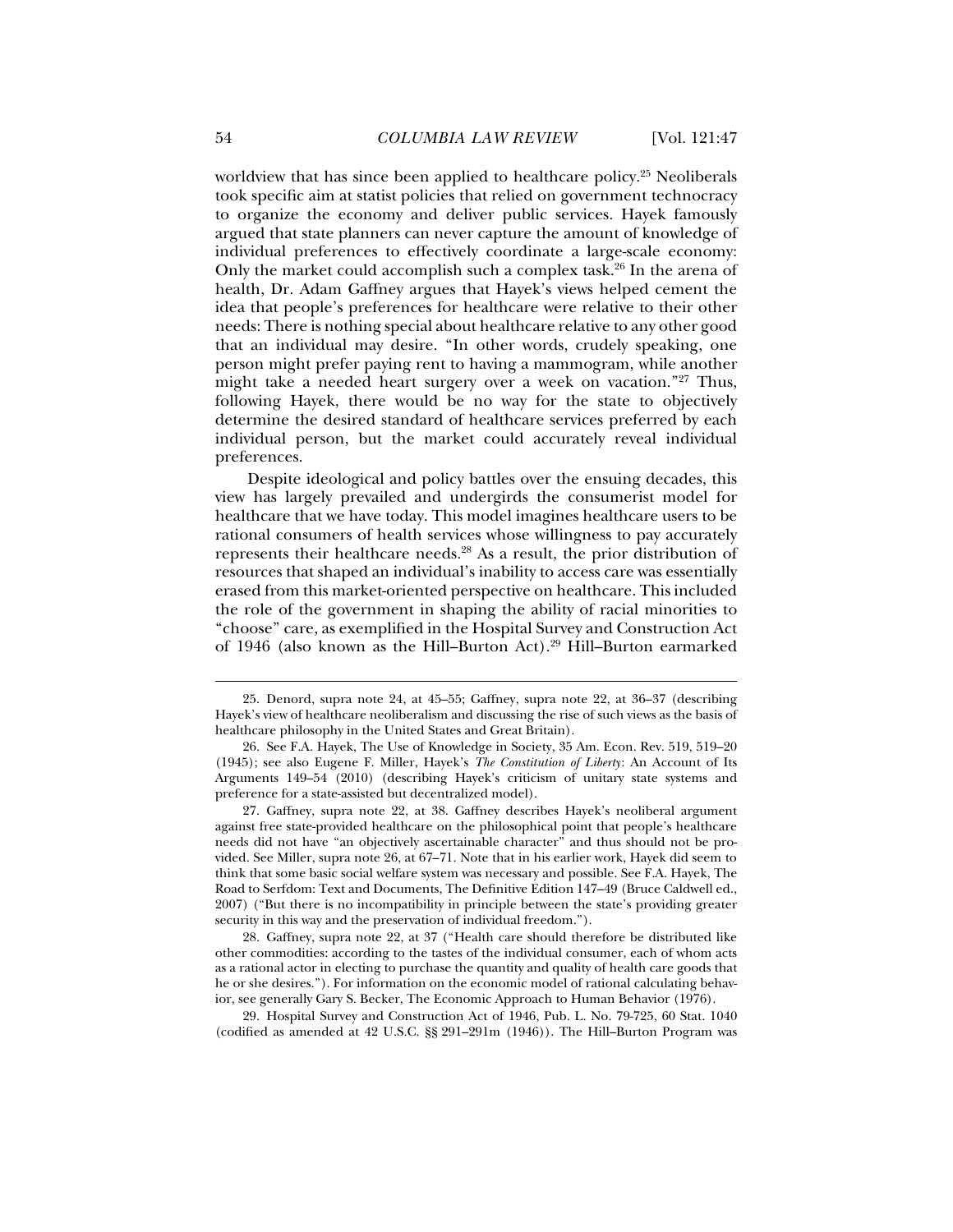worldview that has since been applied to healthcare policy.[25] Neoliberals took specific aim at statist policies that relied on government technocracy to organize the economy and deliver public services. Hayek famously argued that state planners can never capture the amount of knowledge of individual preferences to effectively coordinate a large-scale economy: Only the market could accomplish such a complex task.[26] In the arena of health, Dr. Adam Gaffney argues that Hayek's views helped cement the idea that people's preferences for healthcare were relative to their other needs: There is nothing special about healthcare relative to any other good that an individual may desire. "In other words, crudely speaking, one person might prefer paying rent to having a mammogram, while another might take a needed heart surgery over a week on vacation."[27] Thus, following Hayek, there would be no way for the state to objectively determine the desired standard of healthcare services preferred by each individual person, but the market could accurately reveal individual preferences.

Despite ideological and policy battles over the ensuing decades, this view has largely prevailed and undergirds the consumerist model for healthcare that we have today. This model imagines healthcare users to be rational consumers of health services whose willingness to pay accurately represents their healthcare needs.[28] As a result, the prior distribution of resources that shaped an individual's inability to access care was essentially erased from this market-oriented perspective on healthcare. This included the role of the government in shaping the ability of racial minorities to "choose" care, as exemplified in the Hospital Survey and Construction Act of 1946 (also known as the Hill–Burton Act).[29] Hill–Burton earmarked

---

25. Denord, supra note 24, at 45–55; Gaffney, supra note 22, at 36–37 (describing Hayek's view of healthcare neoliberalism and discussing the rise of such views as the basis of healthcare philosophy in the United States and Great Britain).

26. See F.A. Hayek, The Use of Knowledge in Society, 35 Am. Econ. Rev. 519, 519–20 (1945); see also Eugene F. Miller, Hayek's *The Constitution of Liberty*: An Account of Its Arguments 149–54 (2010) (describing Hayek's criticism of unitary state systems and preference for a state-assisted but decentralized model).

27. Gaffney, supra note 22, at 38. Gaffney describes Hayek's neoliberal argument against free state-provided healthcare on the philosophical point that people's healthcare needs did not have "an objectively ascertainable character" and thus should not be provided. See Miller, supra note 26, at 67–71. Note that in his earlier work, Hayek did seem to think that some basic social welfare system was necessary and possible. See F.A. Hayek, The Road to Serfdom: Text and Documents, The Definitive Edition 147–49 (Bruce Caldwell ed., 2007) ("But there is no incompatibility in principle between the state's providing greater security in this way and the preservation of individual freedom.").

28. Gaffney, supra note 22, at 37 ("Health care should therefore be distributed like other commodities: according to the tastes of the individual consumer, each of whom acts as a rational actor in electing to purchase the quantity and quality of health care goods that he or she desires."). For information on the economic model of rational calculating behavior, see generally Gary S. Becker, The Economic Approach to Human Behavior (1976).

29. Hospital Survey and Construction Act of 1946, Pub. L. No. 79-725, 60 Stat. 1040 (codified as amended at 42 U.S.C. §§ 291–291m (1946)). The Hill–Burton Program was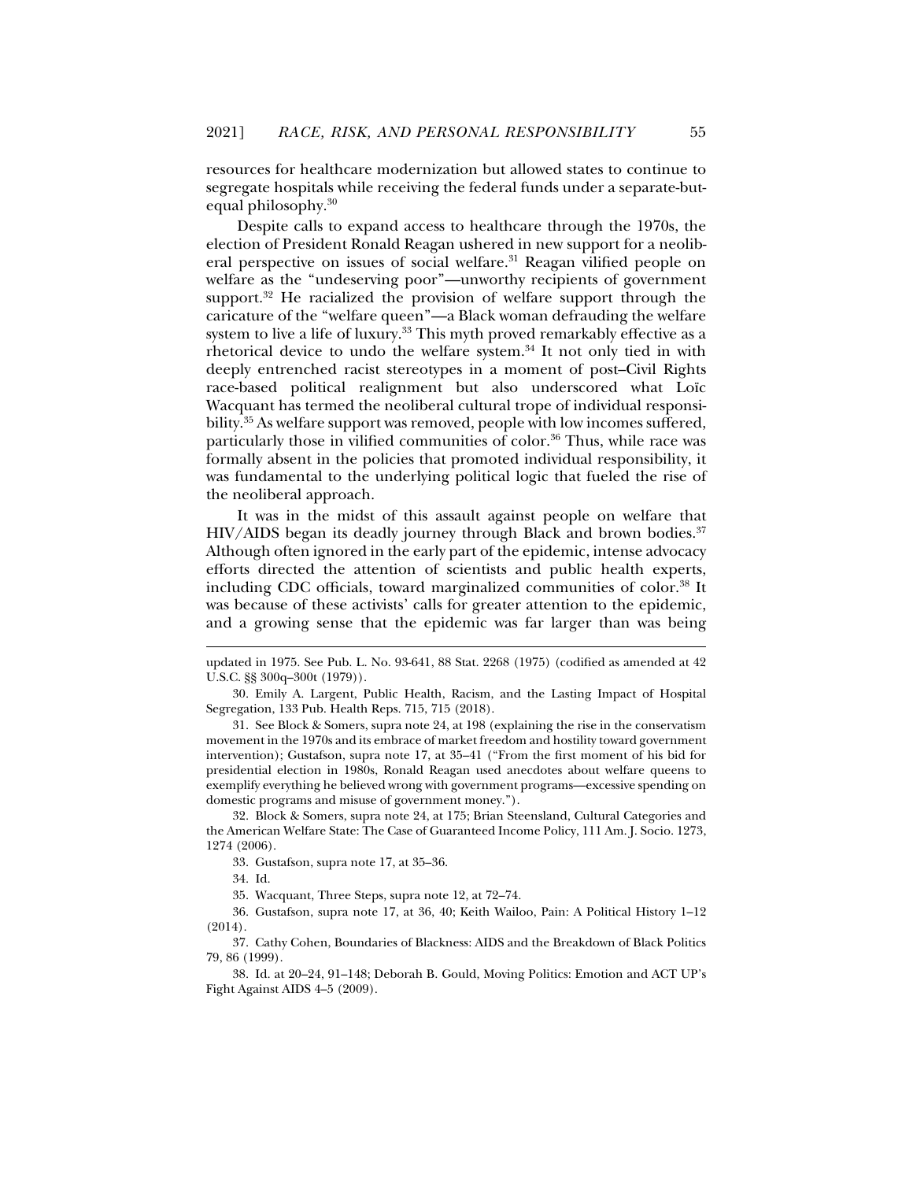resources for healthcare modernization but allowed states to continue to segregate hospitals while receiving the federal funds under a separate-but-equal philosophy.[30]

Despite calls to expand access to healthcare through the 1970s, the election of President Ronald Reagan ushered in new support for a neoliberal perspective on issues of social welfare.[31] Reagan vilified people on welfare as the "undeserving poor"—unworthy recipients of government support.[32] He racialized the provision of welfare support through the caricature of the "welfare queen"—a Black woman defrauding the welfare system to live a life of luxury.[33] This myth proved remarkably effective as a rhetorical device to undo the welfare system.[34] It not only tied in with deeply entrenched racist stereotypes in a moment of post–Civil Rights race-based political realignment but also underscored what Loïc Wacquant has termed the neoliberal cultural trope of individual responsibility.[35] As welfare support was removed, people with low incomes suffered, particularly those in vilified communities of color.[36] Thus, while race was formally absent in the policies that promoted individual responsibility, it was fundamental to the underlying political logic that fueled the rise of the neoliberal approach.

It was in the midst of this assault against people on welfare that HIV/AIDS began its deadly journey through Black and brown bodies.[37] Although often ignored in the early part of the epidemic, intense advocacy efforts directed the attention of scientists and public health experts, including CDC officials, toward marginalized communities of color.[38] It was because of these activists' calls for greater attention to the epidemic, and a growing sense that the epidemic was far larger than was being

---

updated in 1975. See Pub. L. No. 93-641, 88 Stat. 2268 (1975) (codified as amended at 42 U.S.C. §§ 300q–300t (1979)).

30. Emily A. Largent, Public Health, Racism, and the Lasting Impact of Hospital Segregation, 133 Pub. Health Reps. 715, 715 (2018).

31. See Block & Somers, supra note 24, at 198 (explaining the rise in the conservatism movement in the 1970s and its embrace of market freedom and hostility toward government intervention); Gustafson, supra note 17, at 35–41 ("From the first moment of his bid for presidential election in 1980s, Ronald Reagan used anecdotes about welfare queens to exemplify everything he believed wrong with government programs—excessive spending on domestic programs and misuse of government money.").

32. Block & Somers, supra note 24, at 175; Brian Steensland, Cultural Categories and the American Welfare State: The Case of Guaranteed Income Policy, 111 Am. J. Socio. 1273, 1274 (2006).

33. Gustafson, supra note 17, at 35–36.

34. Id.

35. Wacquant, Three Steps, supra note 12, at 72–74.

36. Gustafson, supra note 17, at 36, 40; Keith Wailoo, Pain: A Political History 1–12 (2014).

37. Cathy Cohen, Boundaries of Blackness: AIDS and the Breakdown of Black Politics 79, 86 (1999).

38. Id. at 20–24, 91–148; Deborah B. Gould, Moving Politics: Emotion and ACT UP's Fight Against AIDS 4–5 (2009).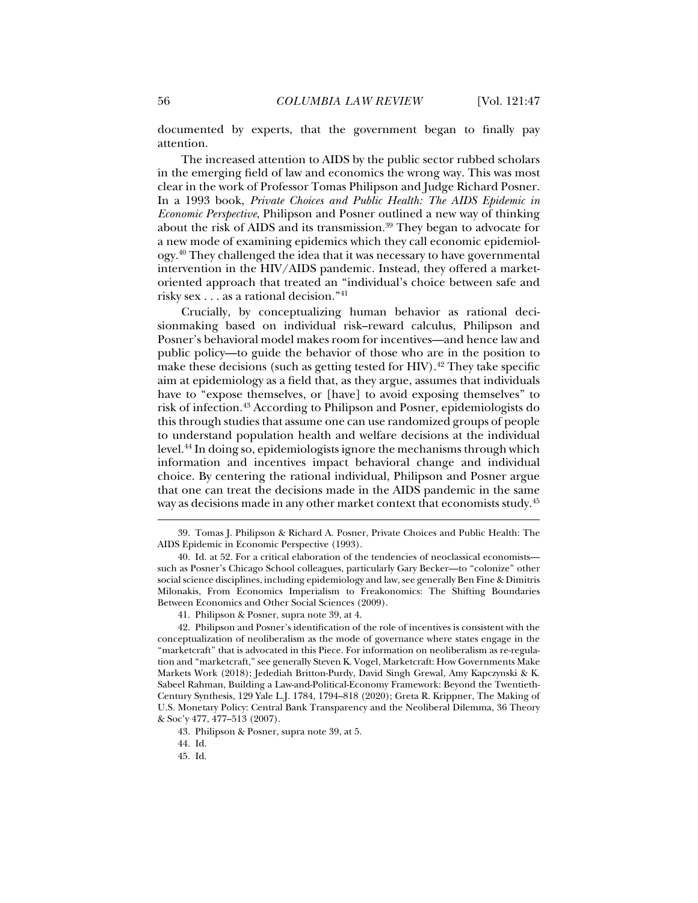documented by experts, that the government began to finally pay attention.

The increased attention to AIDS by the public sector rubbed scholars in the emerging field of law and economics the wrong way. This was most clear in the work of Professor Tomas Philipson and Judge Richard Posner. In a 1993 book, *Private Choices and Public Health: The AIDS Epidemic in Economic Perspective*, Philipson and Posner outlined a new way of thinking about the risk of AIDS and its transmission.[39] They began to advocate for a new mode of examining epidemics which they call economic epidemiology.[40] They challenged the idea that it was necessary to have governmental intervention in the HIV/AIDS pandemic. Instead, they offered a market-oriented approach that treated an "individual's choice between safe and risky sex . . . as a rational decision."[41]

Crucially, by conceptualizing human behavior as rational decisionmaking based on individual risk–reward calculus, Philipson and Posner's behavioral model makes room for incentives—and hence law and public policy—to guide the behavior of those who are in the position to make these decisions (such as getting tested for HIV).[42] They take specific aim at epidemiology as a field that, as they argue, assumes that individuals have to "expose themselves, or [have] to avoid exposing themselves" to risk of infection.[43] According to Philipson and Posner, epidemiologists do this through studies that assume one can use randomized groups of people to understand population health and welfare decisions at the individual level.[44] In doing so, epidemiologists ignore the mechanisms through which information and incentives impact behavioral change and individual choice. By centering the rational individual, Philipson and Posner argue that one can treat the decisions made in the AIDS pandemic in the same way as decisions made in any other market context that economists study.[45]

---

39. Tomas J. Philipson & Richard A. Posner, Private Choices and Public Health: The AIDS Epidemic in Economic Perspective (1993).

40. Id. at 52. For a critical elaboration of the tendencies of neoclassical economists—such as Posner's Chicago School colleagues, particularly Gary Becker—to "colonize" other social science disciplines, including epidemiology and law, see generally Ben Fine & Dimitris Milonakis, From Economics Imperialism to Freakonomics: The Shifting Boundaries Between Economics and Other Social Sciences (2009).

41. Philipson & Posner, supra note 39, at 4.

42. Philipson and Posner's identification of the role of incentives is consistent with the conceptualization of neoliberalism as the mode of governance where states engage in the "marketcraft" that is advocated in this Piece. For information on neoliberalism as re-regulation and "marketcraft," see generally Steven K. Vogel, Marketcraft: How Governments Make Markets Work (2018); Jedediah Britton-Purdy, David Singh Grewal, Amy Kapczynski & K. Sabeel Rahman, Building a Law-and-Political-Economy Framework: Beyond the Twentieth-Century Synthesis, 129 Yale L.J. 1784, 1794–818 (2020); Greta R. Krippner, The Making of U.S. Monetary Policy: Central Bank Transparency and the Neoliberal Dilemma, 36 Theory & Soc'y 477, 477–513 (2007).

43. Philipson & Posner, supra note 39, at 5.

44. Id.

45. Id.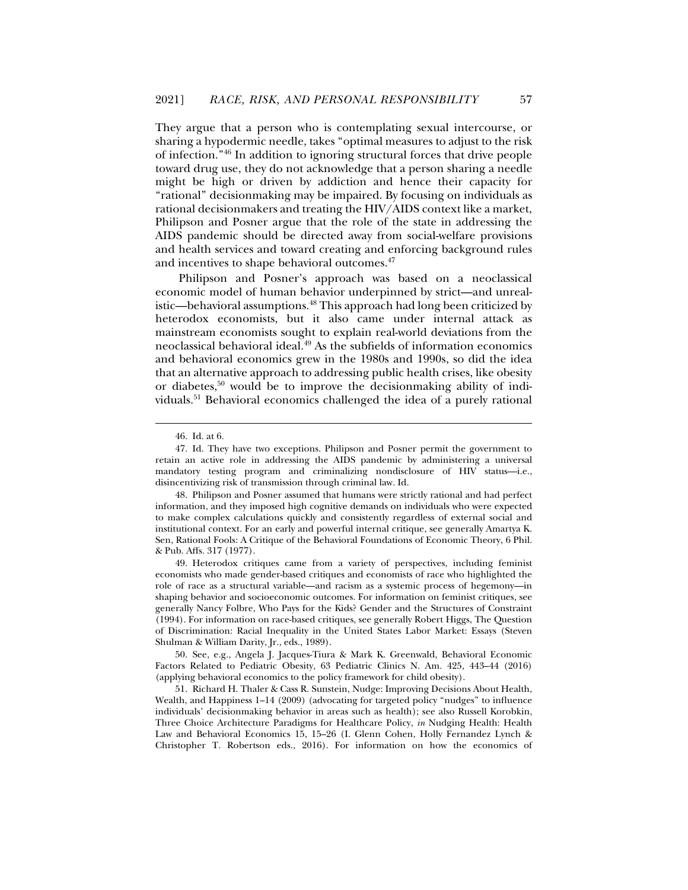They argue that a person who is contemplating sexual intercourse, or sharing a hypodermic needle, takes "optimal measures to adjust to the risk of infection."[46] In addition to ignoring structural forces that drive people toward drug use, they do not acknowledge that a person sharing a needle might be high or driven by addiction and hence their capacity for "rational" decisionmaking may be impaired. By focusing on individuals as rational decisionmakers and treating the HIV/AIDS context like a market, Philipson and Posner argue that the role of the state in addressing the AIDS pandemic should be directed away from social-welfare provisions and health services and toward creating and enforcing background rules and incentives to shape behavioral outcomes.[47]

Philipson and Posner's approach was based on a neoclassical economic model of human behavior underpinned by strict—and unrealistic—behavioral assumptions.[48] This approach had long been criticized by heterodox economists, but it also came under internal attack as mainstream economists sought to explain real-world deviations from the neoclassical behavioral ideal.[49] As the subfields of information economics and behavioral economics grew in the 1980s and 1990s, so did the idea that an alternative approach to addressing public health crises, like obesity or diabetes,[50] would be to improve the decisionmaking ability of individuals.[51] Behavioral economics challenged the idea of a purely rational

46. Id. at 6.

47. Id. They have two exceptions. Philipson and Posner permit the government to retain an active role in addressing the AIDS pandemic by administering a universal mandatory testing program and criminalizing nondisclosure of HIV status—i.e., disincentivizing risk of transmission through criminal law. Id.

48. Philipson and Posner assumed that humans were strictly rational and had perfect information, and they imposed high cognitive demands on individuals who were expected to make complex calculations quickly and consistently regardless of external social and institutional context. For an early and powerful internal critique, see generally Amartya K. Sen, Rational Fools: A Critique of the Behavioral Foundations of Economic Theory, 6 Phil. & Pub. Affs. 317 (1977).

49. Heterodox critiques came from a variety of perspectives, including feminist economists who made gender-based critiques and economists of race who highlighted the role of race as a structural variable—and racism as a systemic process of hegemony—in shaping behavior and socioeconomic outcomes. For information on feminist critiques, see generally Nancy Folbre, Who Pays for the Kids? Gender and the Structures of Constraint (1994). For information on race-based critiques, see generally Robert Higgs, The Question of Discrimination: Racial Inequality in the United States Labor Market: Essays (Steven Shulman & William Darity, Jr., eds., 1989).

50. See, e.g., Angela J. Jacques-Tiura & Mark K. Greenwald, Behavioral Economic Factors Related to Pediatric Obesity, 63 Pediatric Clinics N. Am. 425, 443–44 (2016) (applying behavioral economics to the policy framework for child obesity).

51. Richard H. Thaler & Cass R. Sunstein, Nudge: Improving Decisions About Health, Wealth, and Happiness 1–14 (2009) (advocating for targeted policy "nudges" to influence individuals' decisionmaking behavior in areas such as health); see also Russell Korobkin, Three Choice Architecture Paradigms for Healthcare Policy, *in* Nudging Health: Health Law and Behavioral Economics 15, 15–26 (I. Glenn Cohen, Holly Fernandez Lynch & Christopher T. Robertson eds., 2016). For information on how the economics of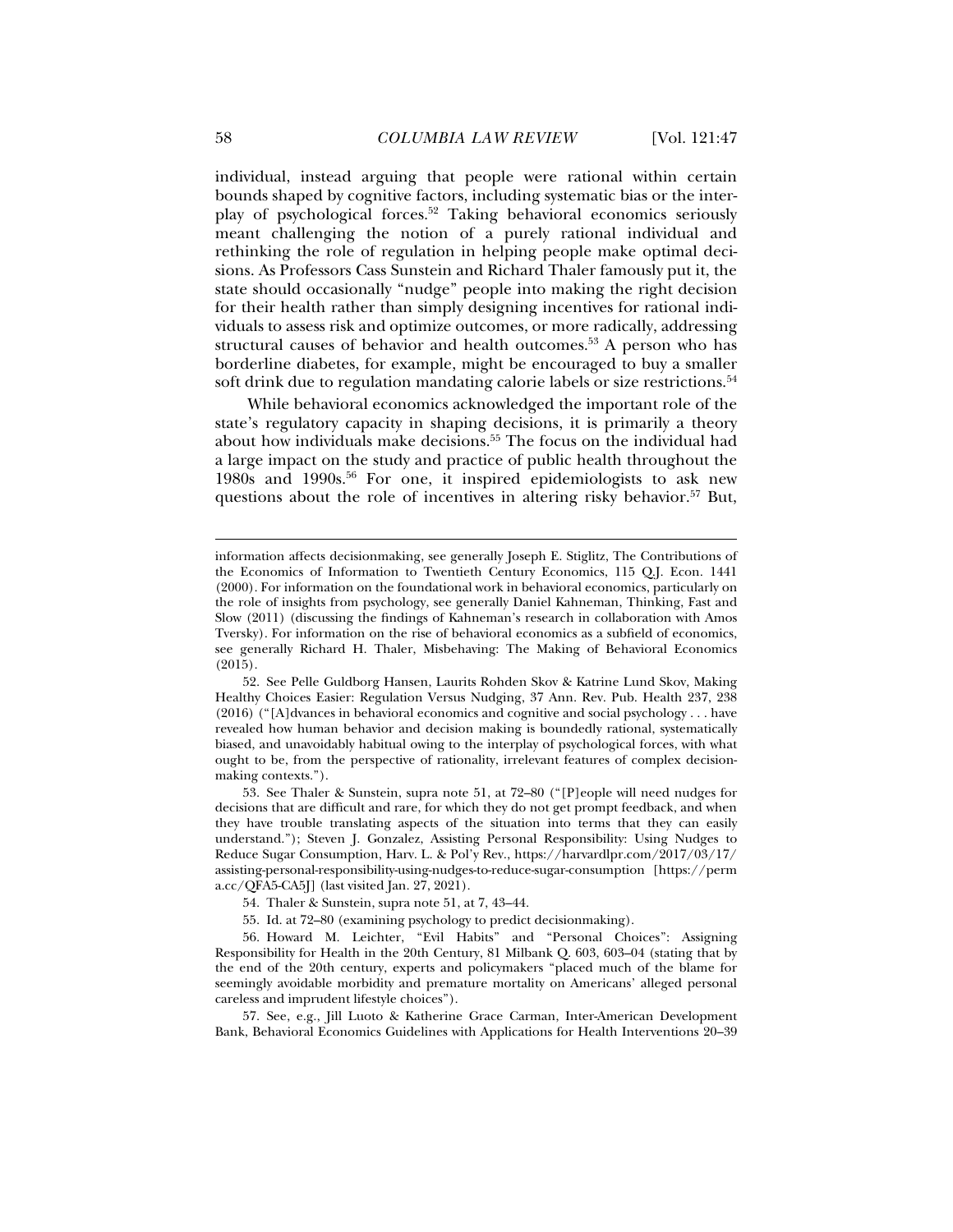individual, instead arguing that people were rational within certain bounds shaped by cognitive factors, including systematic bias or the interplay of psychological forces.[52] Taking behavioral economics seriously meant challenging the notion of a purely rational individual and rethinking the role of regulation in helping people make optimal decisions. As Professors Cass Sunstein and Richard Thaler famously put it, the state should occasionally "nudge" people into making the right decision for their health rather than simply designing incentives for rational individuals to assess risk and optimize outcomes, or more radically, addressing structural causes of behavior and health outcomes.[53] A person who has borderline diabetes, for example, might be encouraged to buy a smaller soft drink due to regulation mandating calorie labels or size restrictions.[54]

While behavioral economics acknowledged the important role of the state's regulatory capacity in shaping decisions, it is primarily a theory about how individuals make decisions.[55] The focus on the individual had a large impact on the study and practice of public health throughout the 1980s and 1990s.[56] For one, it inspired epidemiologists to ask new questions about the role of incentives in altering risky behavior.[57] But,

---

information affects decisionmaking, see generally Joseph E. Stiglitz, The Contributions of the Economics of Information to Twentieth Century Economics, 115 Q.J. Econ. 1441 (2000). For information on the foundational work in behavioral economics, particularly on the role of insights from psychology, see generally Daniel Kahneman, Thinking, Fast and Slow (2011) (discussing the findings of Kahneman's research in collaboration with Amos Tversky). For information on the rise of behavioral economics as a subfield of economics, see generally Richard H. Thaler, Misbehaving: The Making of Behavioral Economics (2015).

52. See Pelle Guldborg Hansen, Laurits Rohden Skov & Katrine Lund Skov, Making Healthy Choices Easier: Regulation Versus Nudging, 37 Ann. Rev. Pub. Health 237, 238 (2016) ("[A]dvances in behavioral economics and cognitive and social psychology . . . have revealed how human behavior and decision making is boundedly rational, systematically biased, and unavoidably habitual owing to the interplay of psychological forces, with what ought to be, from the perspective of rationality, irrelevant features of complex decision-making contexts.").

53. See Thaler & Sunstein, supra note 51, at 72–80 ("[P]eople will need nudges for decisions that are difficult and rare, for which they do not get prompt feedback, and when they have trouble translating aspects of the situation into terms that they can easily understand."); Steven J. Gonzalez, Assisting Personal Responsibility: Using Nudges to Reduce Sugar Consumption, Harv. L. & Pol'y Rev., https://harvardlpr.com/2017/03/17/assisting-personal-responsibility-using-nudges-to-reduce-sugar-consumption [https://perma.cc/QFA5-CA5J] (last visited Jan. 27, 2021).

54. Thaler & Sunstein, supra note 51, at 7, 43–44.

55. Id. at 72–80 (examining psychology to predict decisionmaking).

56. Howard M. Leichter, "Evil Habits" and "Personal Choices": Assigning Responsibility for Health in the 20th Century, 81 Milbank Q. 603, 603–04 (stating that by the end of the 20th century, experts and policymakers "placed much of the blame for seemingly avoidable morbidity and premature mortality on Americans' alleged personal careless and imprudent lifestyle choices").

57. See, e.g., Jill Luoto & Katherine Grace Carman, Inter-American Development Bank, Behavioral Economics Guidelines with Applications for Health Interventions 20–39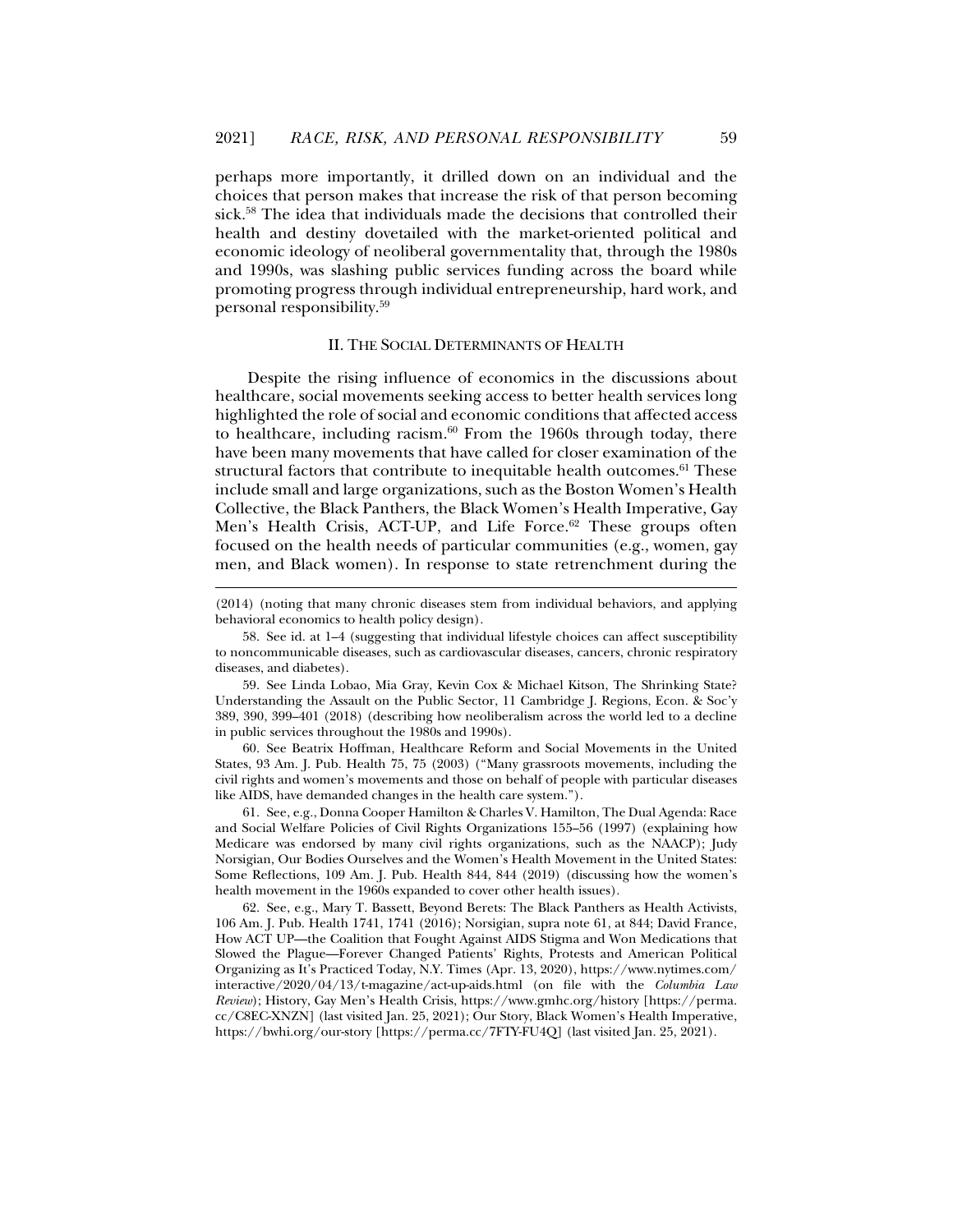perhaps more importantly, it drilled down on an individual and the choices that person makes that increase the risk of that person becoming sick.[58] The idea that individuals made the decisions that controlled their health and destiny dovetailed with the market-oriented political and economic ideology of neoliberal governmentality that, through the 1980s and 1990s, was slashing public services funding across the board while promoting progress through individual entrepreneurship, hard work, and personal responsibility.[59]

## II. The Social Determinants of Health

Despite the rising influence of economics in the discussions about healthcare, social movements seeking access to better health services long highlighted the role of social and economic conditions that affected access to healthcare, including racism.[60] From the 1960s through today, there have been many movements that have called for closer examination of the structural factors that contribute to inequitable health outcomes.[61] These include small and large organizations, such as the Boston Women's Health Collective, the Black Panthers, the Black Women's Health Imperative, Gay Men's Health Crisis, ACT-UP, and Life Force.[62] These groups often focused on the health needs of particular communities (e.g., women, gay men, and Black women). In response to state retrenchment during the

---

(2014) (noting that many chronic diseases stem from individual behaviors, and applying behavioral economics to health policy design).

58. See id. at 1–4 (suggesting that individual lifestyle choices can affect susceptibility to noncommunicable diseases, such as cardiovascular diseases, cancers, chronic respiratory diseases, and diabetes).

59. See Linda Lobao, Mia Gray, Kevin Cox & Michael Kitson, The Shrinking State? Understanding the Assault on the Public Sector, 11 Cambridge J. Regions, Econ. & Soc'y 389, 390, 399–401 (2018) (describing how neoliberalism across the world led to a decline in public services throughout the 1980s and 1990s).

60. See Beatrix Hoffman, Healthcare Reform and Social Movements in the United States, 93 Am. J. Pub. Health 75, 75 (2003) ("Many grassroots movements, including the civil rights and women's movements and those on behalf of people with particular diseases like AIDS, have demanded changes in the health care system.").

61. See, e.g., Donna Cooper Hamilton & Charles V. Hamilton, The Dual Agenda: Race and Social Welfare Policies of Civil Rights Organizations 155–56 (1997) (explaining how Medicare was endorsed by many civil rights organizations, such as the NAACP); Judy Norsigian, Our Bodies Ourselves and the Women's Health Movement in the United States: Some Reflections, 109 Am. J. Pub. Health 844, 844 (2019) (discussing how the women's health movement in the 1960s expanded to cover other health issues).

62. See, e.g., Mary T. Bassett, Beyond Berets: The Black Panthers as Health Activists, 106 Am. J. Pub. Health 1741, 1741 (2016); Norsigian, supra note 61, at 844; David France, How ACT UP—the Coalition that Fought Against AIDS Stigma and Won Medications that Slowed the Plague—Forever Changed Patients' Rights, Protests and American Political Organizing as It's Practiced Today, N.Y. Times (Apr. 13, 2020), https://www.nytimes.com/interactive/2020/04/13/t-magazine/act-up-aids.html (on file with the *Columbia Law Review*); History, Gay Men's Health Crisis, https://www.gmhc.org/history [https://perma.cc/C8EC-XNZN] (last visited Jan. 25, 2021); Our Story, Black Women's Health Imperative, https://bwhi.org/our-story [https://perma.cc/7FTY-FU4Q] (last visited Jan. 25, 2021).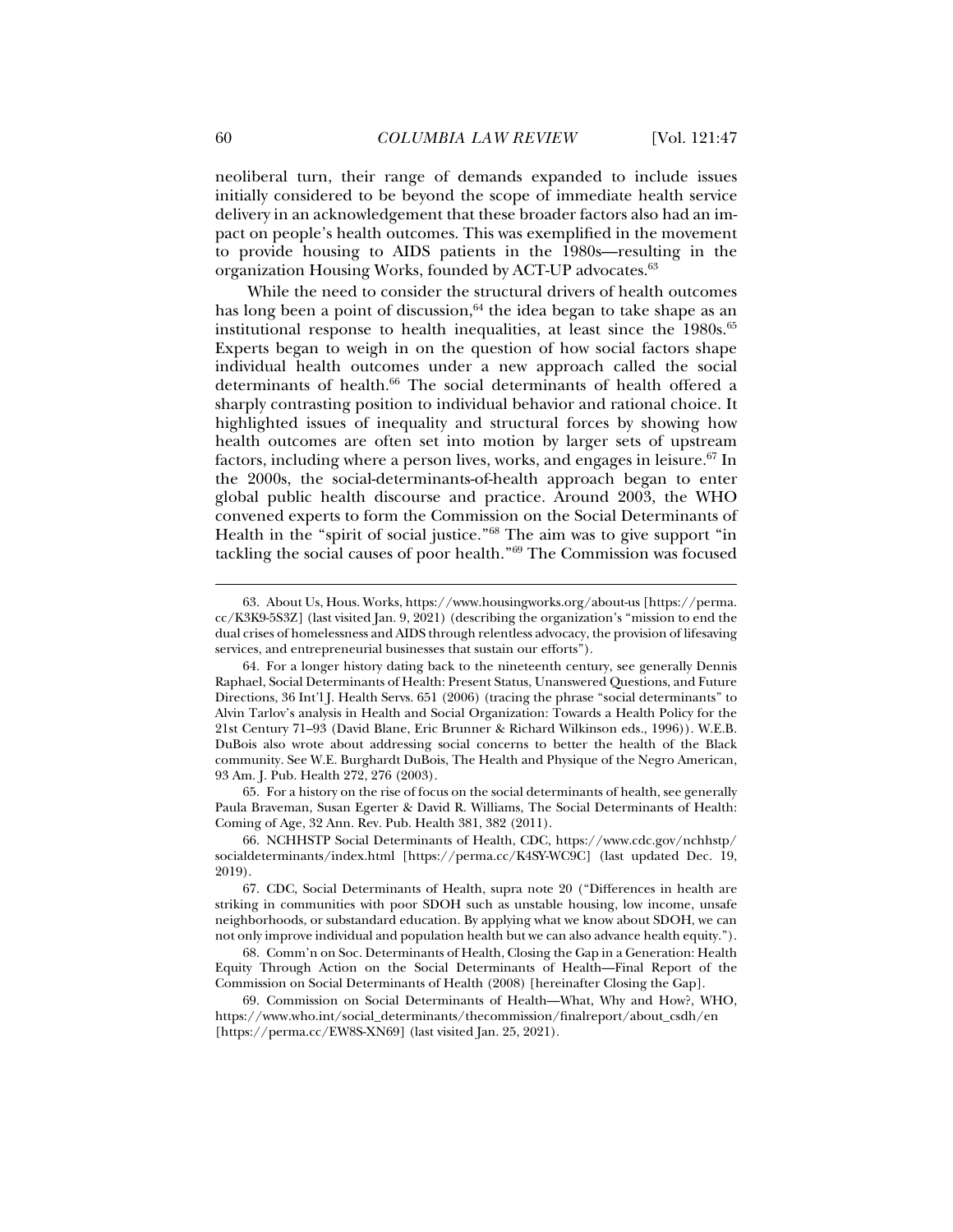neoliberal turn, their range of demands expanded to include issues initially considered to be beyond the scope of immediate health service delivery in an acknowledgement that these broader factors also had an impact on people's health outcomes. This was exemplified in the movement to provide housing to AIDS patients in the 1980s—resulting in the organization Housing Works, founded by ACT-UP advocates.[63]

While the need to consider the structural drivers of health outcomes has long been a point of discussion,[64] the idea began to take shape as an institutional response to health inequalities, at least since the 1980s.[65] Experts began to weigh in on the question of how social factors shape individual health outcomes under a new approach called the social determinants of health.[66] The social determinants of health offered a sharply contrasting position to individual behavior and rational choice. It highlighted issues of inequality and structural forces by showing how health outcomes are often set into motion by larger sets of upstream factors, including where a person lives, works, and engages in leisure.[67] In the 2000s, the social-determinants-of-health approach began to enter global public health discourse and practice. Around 2003, the WHO convened experts to form the Commission on the Social Determinants of Health in the "spirit of social justice."[68] The aim was to give support "in tackling the social causes of poor health."[69] The Commission was focused

---

63. About Us, Hous. Works, https://www.housingworks.org/about-us [https://perma.cc/K3K9-5S3Z] (last visited Jan. 9, 2021) (describing the organization's "mission to end the dual crises of homelessness and AIDS through relentless advocacy, the provision of lifesaving services, and entrepreneurial businesses that sustain our efforts").

64. For a longer history dating back to the nineteenth century, see generally Dennis Raphael, Social Determinants of Health: Present Status, Unanswered Questions, and Future Directions, 36 Int'l J. Health Servs. 651 (2006) (tracing the phrase "social determinants" to Alvin Tarlov's analysis in Health and Social Organization: Towards a Health Policy for the 21st Century 71–93 (David Blane, Eric Brunner & Richard Wilkinson eds., 1996)). W.E.B. DuBois also wrote about addressing social concerns to better the health of the Black community. See W.E. Burghardt DuBois, The Health and Physique of the Negro American, 93 Am. J. Pub. Health 272, 276 (2003).

65. For a history on the rise of focus on the social determinants of health, see generally Paula Braveman, Susan Egerter & David R. Williams, The Social Determinants of Health: Coming of Age, 32 Ann. Rev. Pub. Health 381, 382 (2011).

66. NCHHSTP Social Determinants of Health, CDC, https://www.cdc.gov/nchhstp/socialdeterminants/index.html [https://perma.cc/K4SY-WC9C] (last updated Dec. 19, 2019).

67. CDC, Social Determinants of Health, supra note 20 ("Differences in health are striking in communities with poor SDOH such as unstable housing, low income, unsafe neighborhoods, or substandard education. By applying what we know about SDOH, we can not only improve individual and population health but we can also advance health equity.").

68. Comm'n on Soc. Determinants of Health, Closing the Gap in a Generation: Health Equity Through Action on the Social Determinants of Health—Final Report of the Commission on Social Determinants of Health (2008) [hereinafter Closing the Gap].

69. Commission on Social Determinants of Health—What, Why and How?, WHO, https://www.who.int/social_determinants/thecommission/finalreport/about_csdh/en [https://perma.cc/EW8S-XN69] (last visited Jan. 25, 2021).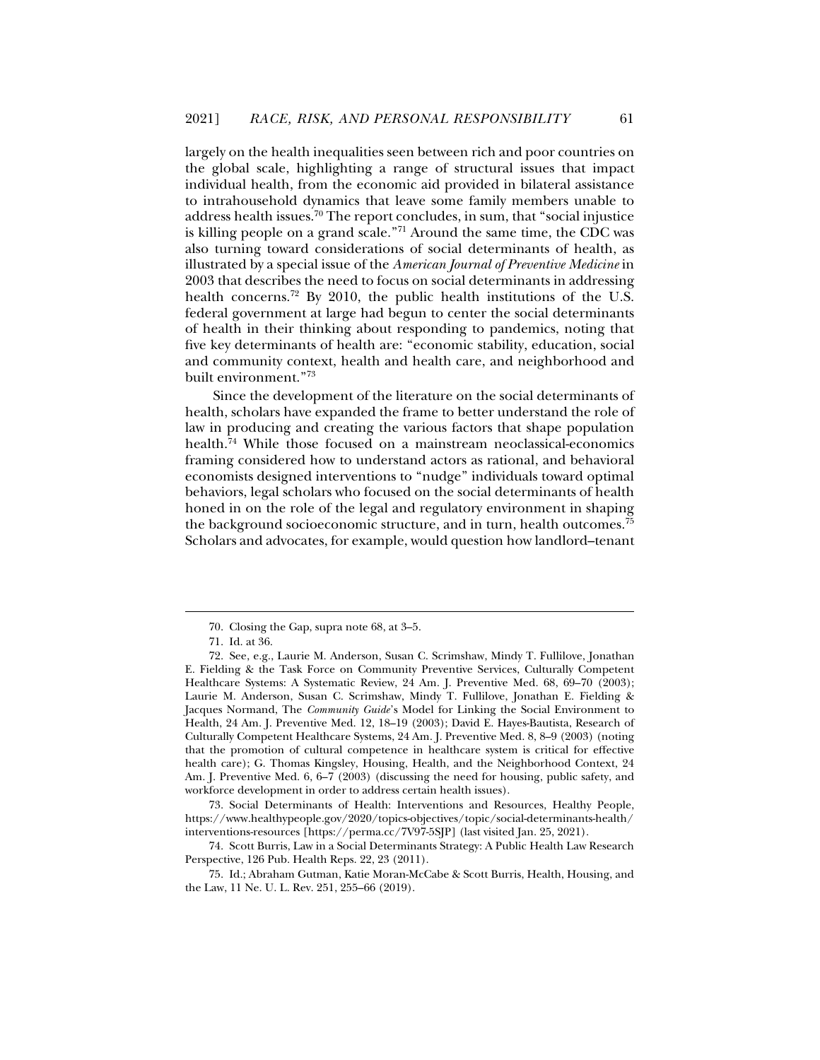largely on the health inequalities seen between rich and poor countries on the global scale, highlighting a range of structural issues that impact individual health, from the economic aid provided in bilateral assistance to intrahousehold dynamics that leave some family members unable to address health issues.[70] The report concludes, in sum, that "social injustice is killing people on a grand scale."[71] Around the same time, the CDC was also turning toward considerations of social determinants of health, as illustrated by a special issue of the *American Journal of Preventive Medicine* in 2003 that describes the need to focus on social determinants in addressing health concerns.[72] By 2010, the public health institutions of the U.S. federal government at large had begun to center the social determinants of health in their thinking about responding to pandemics, noting that five key determinants of health are: "economic stability, education, social and community context, health and health care, and neighborhood and built environment."[73]

Since the development of the literature on the social determinants of health, scholars have expanded the frame to better understand the role of law in producing and creating the various factors that shape population health.[74] While those focused on a mainstream neoclassical-economics framing considered how to understand actors as rational, and behavioral economists designed interventions to "nudge" individuals toward optimal behaviors, legal scholars who focused on the social determinants of health honed in on the role of the legal and regulatory environment in shaping the background socioeconomic structure, and in turn, health outcomes.[75] Scholars and advocates, for example, would question how landlord–tenant

---

70. Closing the Gap, supra note 68, at 3–5.

71. Id. at 36.

72. See, e.g., Laurie M. Anderson, Susan C. Scrimshaw, Mindy T. Fullilove, Jonathan E. Fielding & the Task Force on Community Preventive Services, Culturally Competent Healthcare Systems: A Systematic Review, 24 Am. J. Preventive Med. 68, 69–70 (2003); Laurie M. Anderson, Susan C. Scrimshaw, Mindy T. Fullilove, Jonathan E. Fielding & Jacques Normand, The *Community Guide*'s Model for Linking the Social Environment to Health, 24 Am. J. Preventive Med. 12, 18–19 (2003); David E. Hayes-Bautista, Research of Culturally Competent Healthcare Systems, 24 Am. J. Preventive Med. 8, 8–9 (2003) (noting that the promotion of cultural competence in healthcare system is critical for effective health care); G. Thomas Kingsley, Housing, Health, and the Neighborhood Context, 24 Am. J. Preventive Med. 6, 6–7 (2003) (discussing the need for housing, public safety, and workforce development in order to address certain health issues).

73. Social Determinants of Health: Interventions and Resources, Healthy People, https://www.healthypeople.gov/2020/topics-objectives/topic/social-determinants-health/interventions-resources [https://perma.cc/7V97-5SJP] (last visited Jan. 25, 2021).

74. Scott Burris, Law in a Social Determinants Strategy: A Public Health Law Research Perspective, 126 Pub. Health Reps. 22, 23 (2011).

75. Id.; Abraham Gutman, Katie Moran-McCabe & Scott Burris, Health, Housing, and the Law, 11 Ne. U. L. Rev. 251, 255–66 (2019).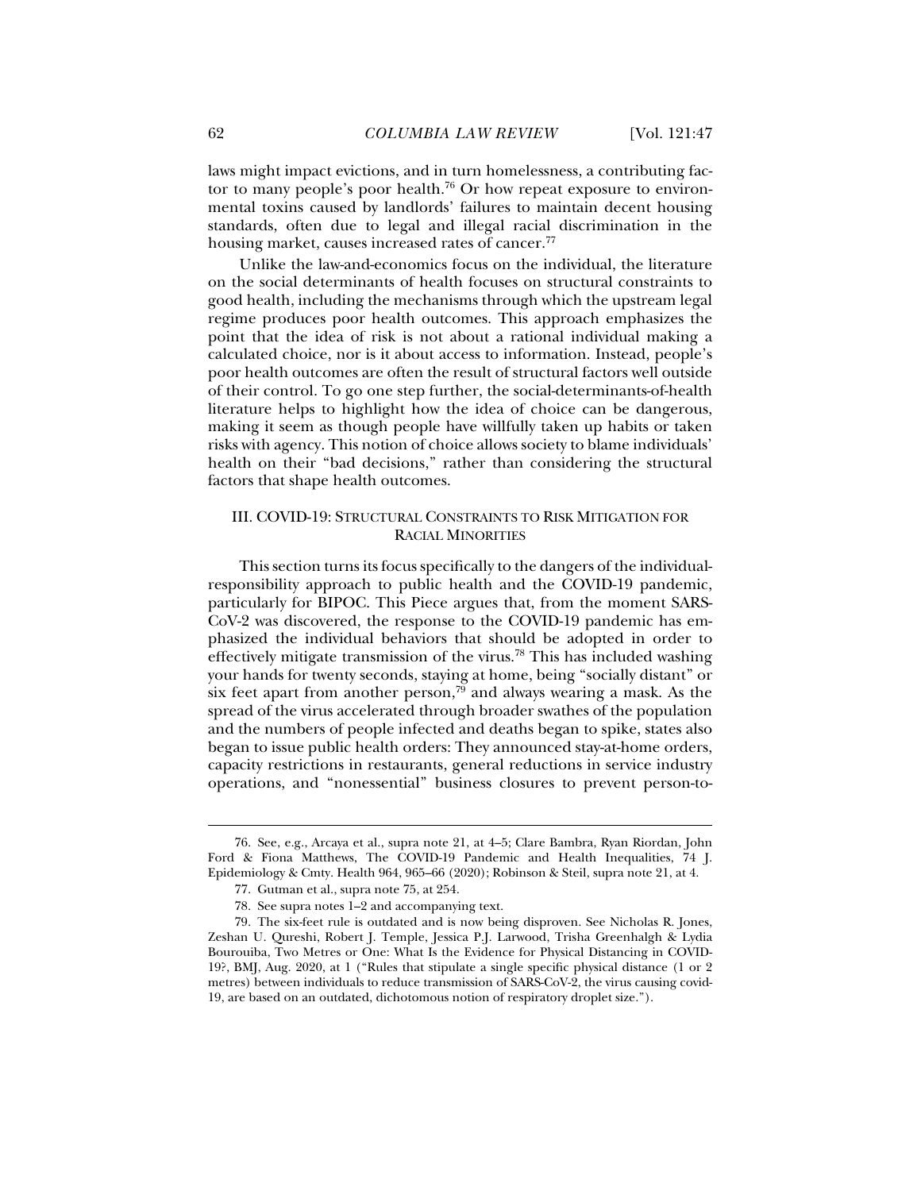laws might impact evictions, and in turn homelessness, a contributing factor to many people's poor health.[76] Or how repeat exposure to environmental toxins caused by landlords' failures to maintain decent housing standards, often due to legal and illegal racial discrimination in the housing market, causes increased rates of cancer.[77]

Unlike the law-and-economics focus on the individual, the literature on the social determinants of health focuses on structural constraints to good health, including the mechanisms through which the upstream legal regime produces poor health outcomes. This approach emphasizes the point that the idea of risk is not about a rational individual making a calculated choice, nor is it about access to information. Instead, people's poor health outcomes are often the result of structural factors well outside of their control. To go one step further, the social-determinants-of-health literature helps to highlight how the idea of choice can be dangerous, making it seem as though people have willfully taken up habits or taken risks with agency. This notion of choice allows society to blame individuals' health on their "bad decisions," rather than considering the structural factors that shape health outcomes.

## III. COVID-19: STRUCTURAL CONSTRAINTS TO RISK MITIGATION FOR RACIAL MINORITIES

This section turns its focus specifically to the dangers of the individual-responsibility approach to public health and the COVID-19 pandemic, particularly for BIPOC. This Piece argues that, from the moment SARS-CoV-2 was discovered, the response to the COVID-19 pandemic has emphasized the individual behaviors that should be adopted in order to effectively mitigate transmission of the virus.[78] This has included washing your hands for twenty seconds, staying at home, being "socially distant" or six feet apart from another person,[79] and always wearing a mask. As the spread of the virus accelerated through broader swathes of the population and the numbers of people infected and deaths began to spike, states also began to issue public health orders: They announced stay-at-home orders, capacity restrictions in restaurants, general reductions in service industry operations, and "nonessential" business closures to prevent person-to-

---

76. See, e.g., Arcaya et al., supra note 21, at 4–5; Clare Bambra, Ryan Riordan, John Ford & Fiona Matthews, The COVID-19 Pandemic and Health Inequalities, 74 J. Epidemiology & Cmty. Health 964, 965–66 (2020); Robinson & Steil, supra note 21, at 4.

77. Gutman et al., supra note 75, at 254.

78. See supra notes 1–2 and accompanying text.

79. The six-feet rule is outdated and is now being disproven. See Nicholas R. Jones, Zeshan U. Qureshi, Robert J. Temple, Jessica P.J. Larwood, Trisha Greenhalgh & Lydia Bourouiba, Two Metres or One: What Is the Evidence for Physical Distancing in COVID-19?, BMJ, Aug. 2020, at 1 ("Rules that stipulate a single specific physical distance (1 or 2 metres) between individuals to reduce transmission of SARS-CoV-2, the virus causing covid-19, are based on an outdated, dichotomous notion of respiratory droplet size.").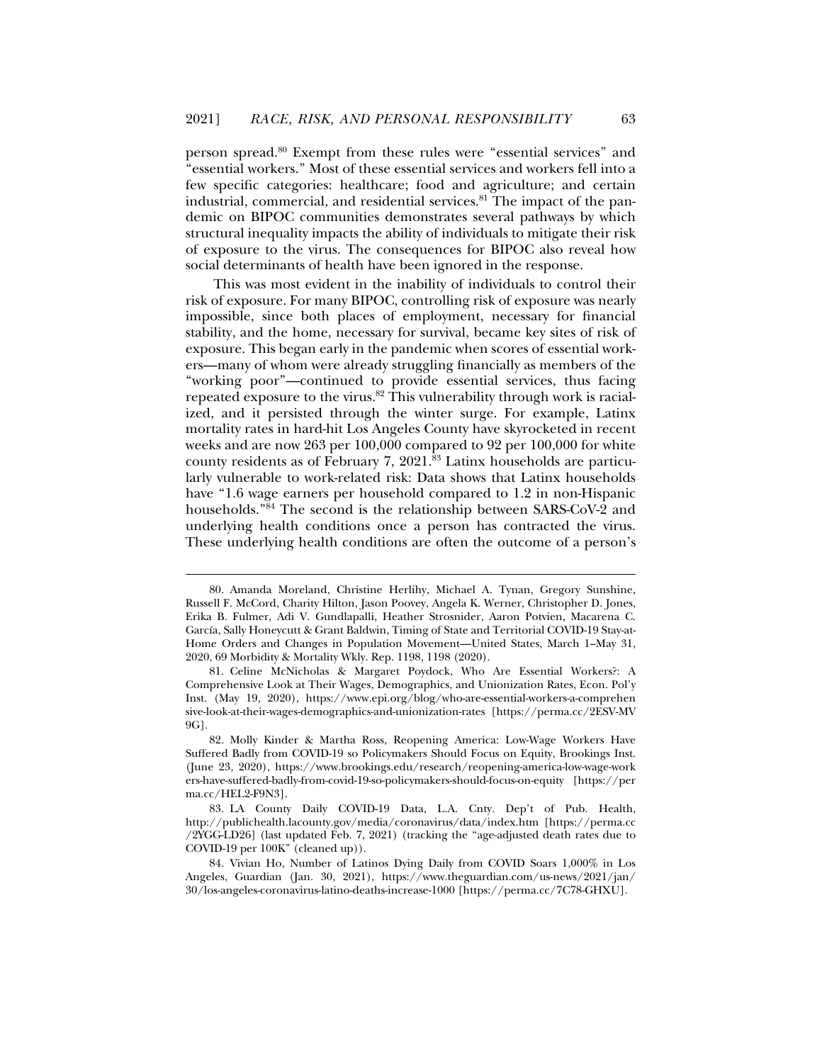person spread.[80] Exempt from these rules were "essential services" and "essential workers." Most of these essential services and workers fell into a few specific categories: healthcare; food and agriculture; and certain industrial, commercial, and residential services.[81] The impact of the pandemic on BIPOC communities demonstrates several pathways by which structural inequality impacts the ability of individuals to mitigate their risk of exposure to the virus. The consequences for BIPOC also reveal how social determinants of health have been ignored in the response.

This was most evident in the inability of individuals to control their risk of exposure. For many BIPOC, controlling risk of exposure was nearly impossible, since both places of employment, necessary for financial stability, and the home, necessary for survival, became key sites of risk of exposure. This began early in the pandemic when scores of essential workers—many of whom were already struggling financially as members of the "working poor"—continued to provide essential services, thus facing repeated exposure to the virus.[82] This vulnerability through work is racialized, and it persisted through the winter surge. For example, Latinx mortality rates in hard-hit Los Angeles County have skyrocketed in recent weeks and are now 263 per 100,000 compared to 92 per 100,000 for white county residents as of February 7, 2021.[83] Latinx households are particularly vulnerable to work-related risk: Data shows that Latinx households have "1.6 wage earners per household compared to 1.2 in non-Hispanic households."[84] The second is the relationship between SARS-CoV-2 and underlying health conditions once a person has contracted the virus. These underlying health conditions are often the outcome of a person's

---

80. Amanda Moreland, Christine Herlihy, Michael A. Tynan, Gregory Sunshine, Russell F. McCord, Charity Hilton, Jason Poovey, Angela K. Werner, Christopher D. Jones, Erika B. Fulmer, Adi V. Gundlapalli, Heather Strosnider, Aaron Potvien, Macarena C. García, Sally Honeycutt & Grant Baldwin, Timing of State and Territorial COVID-19 Stay-at-Home Orders and Changes in Population Movement—United States, March 1–May 31, 2020, 69 Morbidity & Mortality Wkly. Rep. 1198, 1198 (2020).

81. Celine McNicholas & Margaret Poydock, Who Are Essential Workers?: A Comprehensive Look at Their Wages, Demographics, and Unionization Rates, Econ. Pol'y Inst. (May 19, 2020), https://www.epi.org/blog/who-are-essential-workers-a-comprehensive-look-at-their-wages-demographics-and-unionization-rates [https://perma.cc/2ESV-MV9G].

82. Molly Kinder & Martha Ross, Reopening America: Low-Wage Workers Have Suffered Badly from COVID-19 so Policymakers Should Focus on Equity, Brookings Inst. (June 23, 2020), https://www.brookings.edu/research/reopening-america-low-wage-workers-have-suffered-badly-from-covid-19-so-policymakers-should-focus-on-equity [https://perma.cc/HEL2-F9N3].

83. LA County Daily COVID-19 Data, L.A. Cnty. Dep't of Pub. Health, http://publichealth.lacounty.gov/media/coronavirus/data/index.htm [https://perma.cc/2YGG-LD26] (last updated Feb. 7, 2021) (tracking the "age-adjusted death rates due to COVID-19 per 100K" (cleaned up)).

84. Vivian Ho, Number of Latinos Dying Daily from COVID Soars 1,000% in Los Angeles, Guardian (Jan. 30, 2021), https://www.theguardian.com/us-news/2021/jan/30/los-angeles-coronavirus-latino-deaths-increase-1000 [https://perma.cc/7C78-GHXU].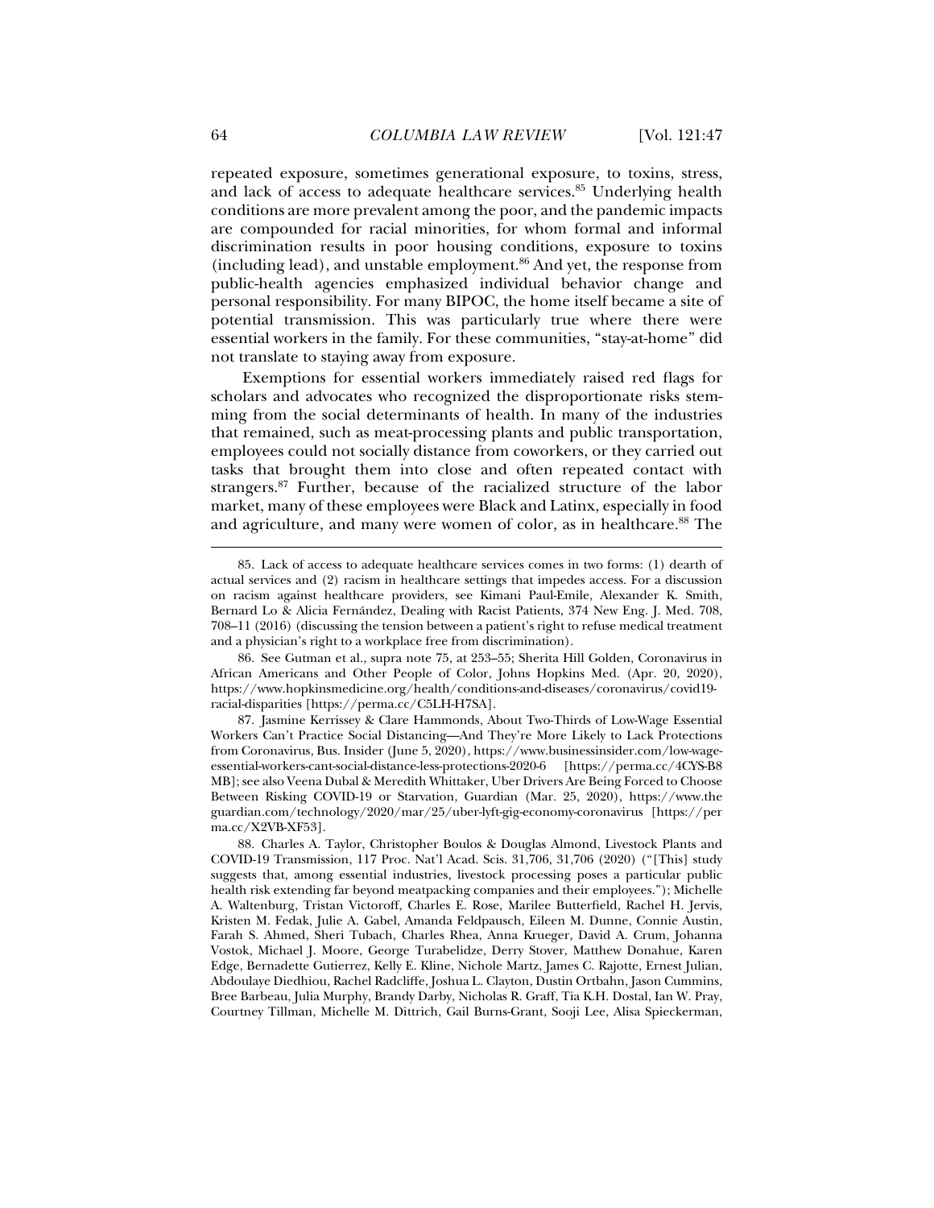repeated exposure, sometimes generational exposure, to toxins, stress, and lack of access to adequate healthcare services.[85] Underlying health conditions are more prevalent among the poor, and the pandemic impacts are compounded for racial minorities, for whom formal and informal discrimination results in poor housing conditions, exposure to toxins (including lead), and unstable employment.[86] And yet, the response from public-health agencies emphasized individual behavior change and personal responsibility. For many BIPOC, the home itself became a site of potential transmission. This was particularly true where there were essential workers in the family. For these communities, "stay-at-home" did not translate to staying away from exposure.

Exemptions for essential workers immediately raised red flags for scholars and advocates who recognized the disproportionate risks stemming from the social determinants of health. In many of the industries that remained, such as meat-processing plants and public transportation, employees could not socially distance from coworkers, or they carried out tasks that brought them into close and often repeated contact with strangers.[87] Further, because of the racialized structure of the labor market, many of these employees were Black and Latinx, especially in food and agriculture, and many were women of color, as in healthcare.[88] The

---

85. Lack of access to adequate healthcare services comes in two forms: (1) dearth of actual services and (2) racism in healthcare settings that impedes access. For a discussion on racism against healthcare providers, see Kimani Paul-Emile, Alexander K. Smith, Bernard Lo & Alicia Fernández, Dealing with Racist Patients, 374 New Eng. J. Med. 708, 708–11 (2016) (discussing the tension between a patient's right to refuse medical treatment and a physician's right to a workplace free from discrimination).

86. See Gutman et al., supra note 75, at 253–55; Sherita Hill Golden, Coronavirus in African Americans and Other People of Color, Johns Hopkins Med. (Apr. 20, 2020), https://www.hopkinsmedicine.org/health/conditions-and-diseases/coronavirus/covid19-racial-disparities [https://perma.cc/C5LH-H7SA].

87. Jasmine Kerrissey & Clare Hammonds, About Two-Thirds of Low-Wage Essential Workers Can't Practice Social Distancing—And They're More Likely to Lack Protections from Coronavirus, Bus. Insider (June 5, 2020), https://www.businessinsider.com/low-wage-essential-workers-cant-social-distance-less-protections-2020-6 [https://perma.cc/4CYS-B8MB]; see also Veena Dubal & Meredith Whittaker, Uber Drivers Are Being Forced to Choose Between Risking COVID-19 or Starvation, Guardian (Mar. 25, 2020), https://www.theguardian.com/technology/2020/mar/25/uber-lyft-gig-economy-coronavirus [https://perma.cc/X2VB-XF53].

88. Charles A. Taylor, Christopher Boulos & Douglas Almond, Livestock Plants and COVID-19 Transmission, 117 Proc. Nat'l Acad. Scis. 31,706, 31,706 (2020) ("[This] study suggests that, among essential industries, livestock processing poses a particular public health risk extending far beyond meatpacking companies and their employees."); Michelle A. Waltenburg, Tristan Victoroff, Charles E. Rose, Marilee Butterfield, Rachel H. Jervis, Kristen M. Fedak, Julie A. Gabel, Amanda Feldpausch, Eileen M. Dunne, Connie Austin, Farah S. Ahmed, Sheri Tubach, Charles Rhea, Anna Krueger, David A. Crum, Johanna Vostok, Michael J. Moore, George Turabelidze, Derry Stover, Matthew Donahue, Karen Edge, Bernadette Gutierrez, Kelly E. Kline, Nichole Martz, James C. Rajotte, Ernest Julian, Abdoulaye Diedhiou, Rachel Radcliffe, Joshua L. Clayton, Dustin Ortbahn, Jason Cummins, Bree Barbeau, Julia Murphy, Brandy Darby, Nicholas R. Graff, Tia K.H. Dostal, Ian W. Pray, Courtney Tillman, Michelle M. Dittrich, Gail Burns-Grant, Sooji Lee, Alisa Spieckerman,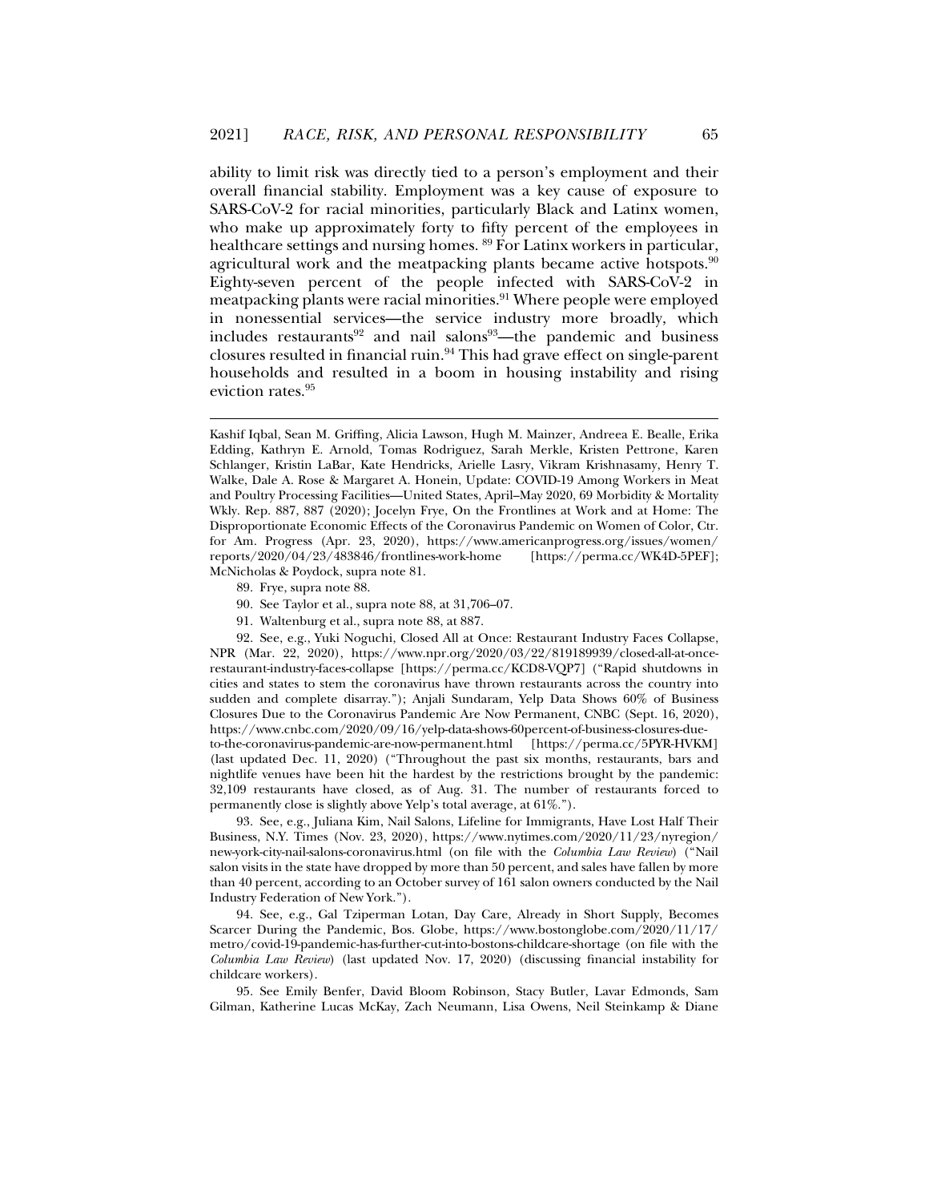ability to limit risk was directly tied to a person's employment and their overall financial stability. Employment was a key cause of exposure to SARS-CoV-2 for racial minorities, particularly Black and Latinx women, who make up approximately forty to fifty percent of the employees in healthcare settings and nursing homes. [89] For Latinx workers in particular, agricultural work and the meatpacking plants became active hotspots.[90] Eighty-seven percent of the people infected with SARS-CoV-2 in meatpacking plants were racial minorities.[91] Where people were employed in nonessential services—the service industry more broadly, which includes restaurants[92] and nail salons[93]—the pandemic and business closures resulted in financial ruin.[94] This had grave effect on single-parent households and resulted in a boom in housing instability and rising eviction rates.[95]

---

Kashif Iqbal, Sean M. Griffing, Alicia Lawson, Hugh M. Mainzer, Andreea E. Bealle, Erika Edding, Kathryn E. Arnold, Tomas Rodriguez, Sarah Merkle, Kristen Pettrone, Karen Schlanger, Kristin LaBar, Kate Hendricks, Arielle Lasry, Vikram Krishnasamy, Henry T. Walke, Dale A. Rose & Margaret A. Honein, Update: COVID-19 Among Workers in Meat and Poultry Processing Facilities—United States, April–May 2020, 69 Morbidity & Mortality Wkly. Rep. 887, 887 (2020); Jocelyn Frye, On the Frontlines at Work and at Home: The Disproportionate Economic Effects of the Coronavirus Pandemic on Women of Color, Ctr. for Am. Progress (Apr. 23, 2020), https://www.americanprogress.org/issues/women/reports/2020/04/23/483846/frontlines-work-home [https://perma.cc/WK4D-5PEF]; McNicholas & Poydock, supra note 81.

89. Frye, supra note 88.

90. See Taylor et al., supra note 88, at 31,706–07.

91. Waltenburg et al., supra note 88, at 887.

92. See, e.g., Yuki Noguchi, Closed All at Once: Restaurant Industry Faces Collapse, NPR (Mar. 22, 2020), https://www.npr.org/2020/03/22/819189939/closed-all-at-once-restaurant-industry-faces-collapse [https://perma.cc/KCD8-VQP7] ("Rapid shutdowns in cities and states to stem the coronavirus have thrown restaurants across the country into sudden and complete disarray."); Anjali Sundaram, Yelp Data Shows 60% of Business Closures Due to the Coronavirus Pandemic Are Now Permanent, CNBC (Sept. 16, 2020), https://www.cnbc.com/2020/09/16/yelp-data-shows-60percent-of-business-closures-due-to-the-coronavirus-pandemic-are-now-permanent.html [https://perma.cc/5PYR-HVKM] (last updated Dec. 11, 2020) ("Throughout the past six months, restaurants, bars and nightlife venues have been hit the hardest by the restrictions brought by the pandemic: 32,109 restaurants have closed, as of Aug. 31. The number of restaurants forced to permanently close is slightly above Yelp's total average, at 61%.").

93. See, e.g., Juliana Kim, Nail Salons, Lifeline for Immigrants, Have Lost Half Their Business, N.Y. Times (Nov. 23, 2020), https://www.nytimes.com/2020/11/23/nyregion/new-york-city-nail-salons-coronavirus.html (on file with the *Columbia Law Review*) ("Nail salon visits in the state have dropped by more than 50 percent, and sales have fallen by more than 40 percent, according to an October survey of 161 salon owners conducted by the Nail Industry Federation of New York.").

94. See, e.g., Gal Tziperman Lotan, Day Care, Already in Short Supply, Becomes Scarcer During the Pandemic, Bos. Globe, https://www.bostonglobe.com/2020/11/17/metro/covid-19-pandemic-has-further-cut-into-bostons-childcare-shortage (on file with the *Columbia Law Review*) (last updated Nov. 17, 2020) (discussing financial instability for childcare workers).

95. See Emily Benfer, David Bloom Robinson, Stacy Butler, Lavar Edmonds, Sam Gilman, Katherine Lucas McKay, Zach Neumann, Lisa Owens, Neil Steinkamp & Diane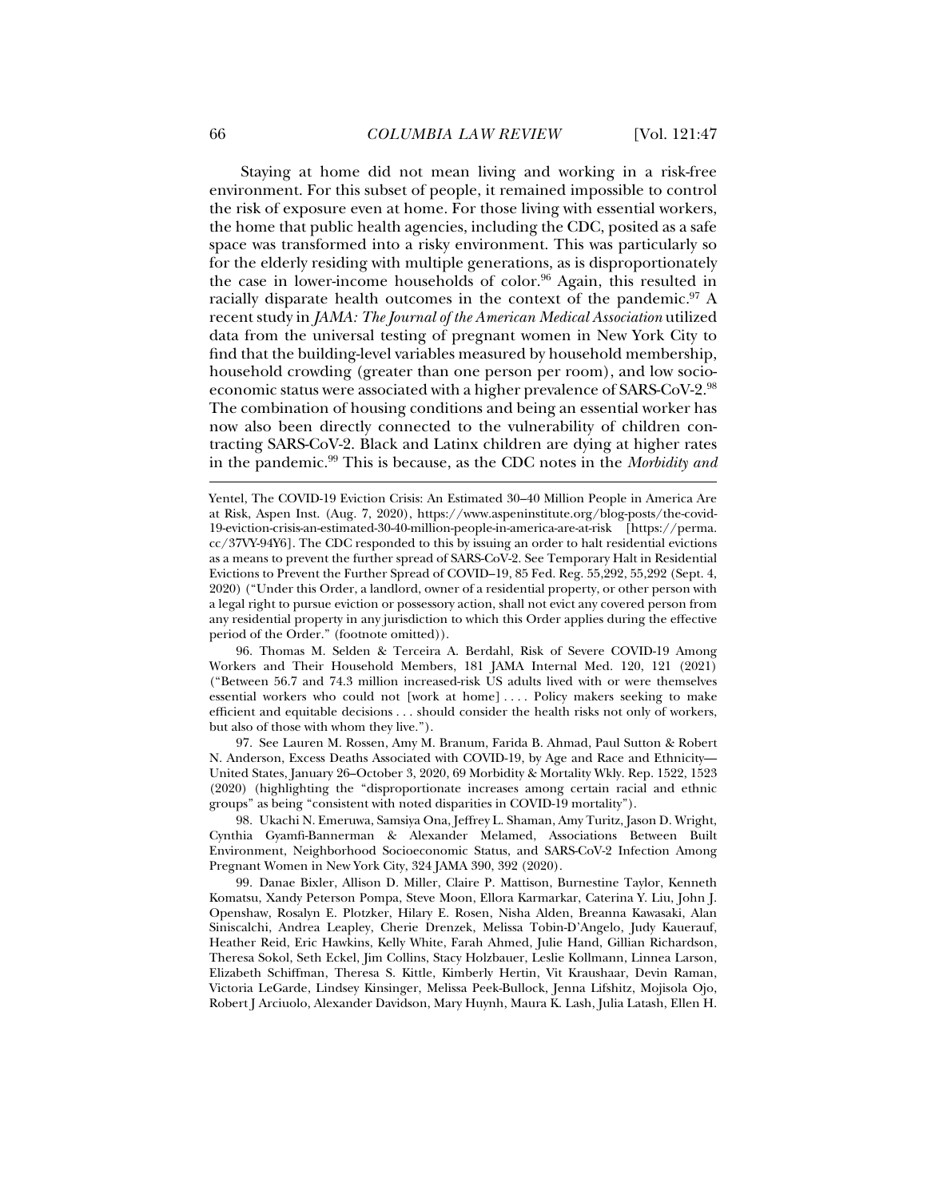Staying at home did not mean living and working in a risk-free environment. For this subset of people, it remained impossible to control the risk of exposure even at home. For those living with essential workers, the home that public health agencies, including the CDC, posited as a safe space was transformed into a risky environment. This was particularly so for the elderly residing with multiple generations, as is disproportionately the case in lower-income households of color.[96] Again, this resulted in racially disparate health outcomes in the context of the pandemic.[97] A recent study in *JAMA: The Journal of the American Medical Association* utilized data from the universal testing of pregnant women in New York City to find that the building-level variables measured by household membership, household crowding (greater than one person per room), and low socio-economic status were associated with a higher prevalence of SARS-CoV-2.[98] The combination of housing conditions and being an essential worker has now also been directly connected to the vulnerability of children contracting SARS-CoV-2. Black and Latinx children are dying at higher rates in the pandemic.[99] This is because, as the CDC notes in the *Morbidity and*

---

Yentel, The COVID-19 Eviction Crisis: An Estimated 30–40 Million People in America Are at Risk, Aspen Inst. (Aug. 7, 2020), https://www.aspeninstitute.org/blog-posts/the-covid-19-eviction-crisis-an-estimated-30-40-million-people-in-america-are-at-risk [https://perma.cc/37VY-94Y6]. The CDC responded to this by issuing an order to halt residential evictions as a means to prevent the further spread of SARS-CoV-2. See Temporary Halt in Residential Evictions to Prevent the Further Spread of COVID–19, 85 Fed. Reg. 55,292, 55,292 (Sept. 4, 2020) ("Under this Order, a landlord, owner of a residential property, or other person with a legal right to pursue eviction or possessory action, shall not evict any covered person from any residential property in any jurisdiction to which this Order applies during the effective period of the Order." (footnote omitted)).

96. Thomas M. Selden & Terceira A. Berdahl, Risk of Severe COVID-19 Among Workers and Their Household Members, 181 JAMA Internal Med. 120, 121 (2021) ("Between 56.7 and 74.3 million increased-risk US adults lived with or were themselves essential workers who could not [work at home] . . . . Policy makers seeking to make efficient and equitable decisions . . . should consider the health risks not only of workers, but also of those with whom they live.").

97. See Lauren M. Rossen, Amy M. Branum, Farida B. Ahmad, Paul Sutton & Robert N. Anderson, Excess Deaths Associated with COVID-19, by Age and Race and Ethnicity—United States, January 26–October 3, 2020, 69 Morbidity & Mortality Wkly. Rep. 1522, 1523 (2020) (highlighting the "disproportionate increases among certain racial and ethnic groups" as being "consistent with noted disparities in COVID-19 mortality").

98. Ukachi N. Emeruwa, Samsiya Ona, Jeffrey L. Shaman, Amy Turitz, Jason D. Wright, Cynthia Gyamfi-Bannerman & Alexander Melamed, Associations Between Built Environment, Neighborhood Socioeconomic Status, and SARS-CoV-2 Infection Among Pregnant Women in New York City, 324 JAMA 390, 392 (2020).

99. Danae Bixler, Allison D. Miller, Claire P. Mattison, Burnestine Taylor, Kenneth Komatsu, Xandy Peterson Pompa, Steve Moon, Ellora Karmarkar, Caterina Y. Liu, John J. Openshaw, Rosalyn E. Plotzker, Hilary E. Rosen, Nisha Alden, Breanna Kawasaki, Alan Siniscalchi, Andrea Leapley, Cherie Drenzek, Melissa Tobin-D'Angelo, Judy Kauerauf, Heather Reid, Eric Hawkins, Kelly White, Farah Ahmed, Julie Hand, Gillian Richardson, Theresa Sokol, Seth Eckel, Jim Collins, Stacy Holzbauer, Leslie Kollmann, Linnea Larson, Elizabeth Schiffman, Theresa S. Kittle, Kimberly Hertin, Vit Kraushaar, Devin Raman, Victoria LeGarde, Lindsey Kinsinger, Melissa Peek-Bullock, Jenna Lifshitz, Mojisola Ojo, Robert J Arciuolo, Alexander Davidson, Mary Huynh, Maura K. Lash, Julia Latash, Ellen H.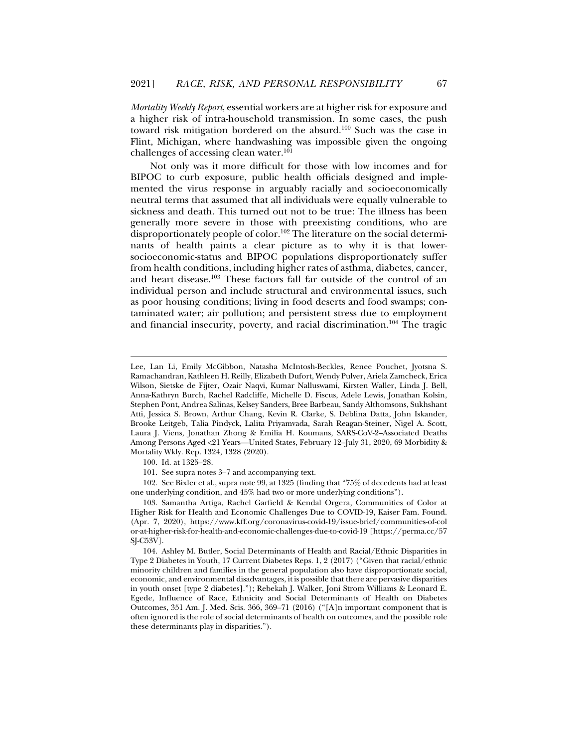*Mortality Weekly Report*, essential workers are at higher risk for exposure and a higher risk of intra-household transmission. In some cases, the push toward risk mitigation bordered on the absurd.[100] Such was the case in Flint, Michigan, where handwashing was impossible given the ongoing challenges of accessing clean water.[101]

Not only was it more difficult for those with low incomes and for BIPOC to curb exposure, public health officials designed and implemented the virus response in arguably racially and socioeconomically neutral terms that assumed that all individuals were equally vulnerable to sickness and death. This turned out not to be true: The illness has been generally more severe in those with preexisting conditions, who are disproportionately people of color.[102] The literature on the social determinants of health paints a clear picture as to why it is that lower-socioeconomic-status and BIPOC populations disproportionately suffer from health conditions, including higher rates of asthma, diabetes, cancer, and heart disease.[103] These factors fall far outside of the control of an individual person and include structural and environmental issues, such as poor housing conditions; living in food deserts and food swamps; contaminated water; air pollution; and persistent stress due to employment and financial insecurity, poverty, and racial discrimination.[104] The tragic

---

Lee, Lan Li, Emily McGibbon, Natasha McIntosh-Beckles, Renee Pouchet, Jyotsna S. Ramachandran, Kathleen H. Reilly, Elizabeth Dufort, Wendy Pulver, Ariela Zamcheck, Erica Wilson, Sietske de Fijter, Ozair Naqvi, Kumar Nalluswami, Kirsten Waller, Linda J. Bell, Anna-Kathryn Burch, Rachel Radcliffe, Michelle D. Fiscus, Adele Lewis, Jonathan Kolsin, Stephen Pont, Andrea Salinas, Kelsey Sanders, Bree Barbeau, Sandy Althomsons, Sukhshant Atti, Jessica S. Brown, Arthur Chang, Kevin R. Clarke, S. Deblina Datta, John Iskander, Brooke Leitgeb, Talia Pindyck, Lalita Priyamvada, Sarah Reagan-Steiner, Nigel A. Scott, Laura J. Viens, Jonathan Zhong & Emilia H. Koumans, SARS-CoV-2–Associated Deaths Among Persons Aged <21 Years—United States, February 12–July 31, 2020, 69 Morbidity & Mortality Wkly. Rep. 1324, 1328 (2020).

100. Id. at 1325–28.

101. See supra notes 3–7 and accompanying text.

102. See Bixler et al., supra note 99, at 1325 (finding that "75% of decedents had at least one underlying condition, and 45% had two or more underlying conditions").

103. Samantha Artiga, Rachel Garfield & Kendal Orgera, Communities of Color at Higher Risk for Health and Economic Challenges Due to COVID-19, Kaiser Fam. Found. (Apr. 7, 2020), https://www.kff.org/coronavirus-covid-19/issue-brief/communities-of-color-at-higher-risk-for-health-and-economic-challenges-due-to-covid-19 [https://perma.cc/57SJ-C53V].

104. Ashley M. Butler, Social Determinants of Health and Racial/Ethnic Disparities in Type 2 Diabetes in Youth, 17 Current Diabetes Reps. 1, 2 (2017) ("Given that racial/ethnic minority children and families in the general population also have disproportionate social, economic, and environmental disadvantages, it is possible that there are pervasive disparities in youth onset [type 2 diabetes]."); Rebekah J. Walker, Joni Strom Williams & Leonard E. Egede, Influence of Race, Ethnicity and Social Determinants of Health on Diabetes Outcomes, 351 Am. J. Med. Scis. 366, 369–71 (2016) ("[A]n important component that is often ignored is the role of social determinants of health on outcomes, and the possible role these determinants play in disparities.").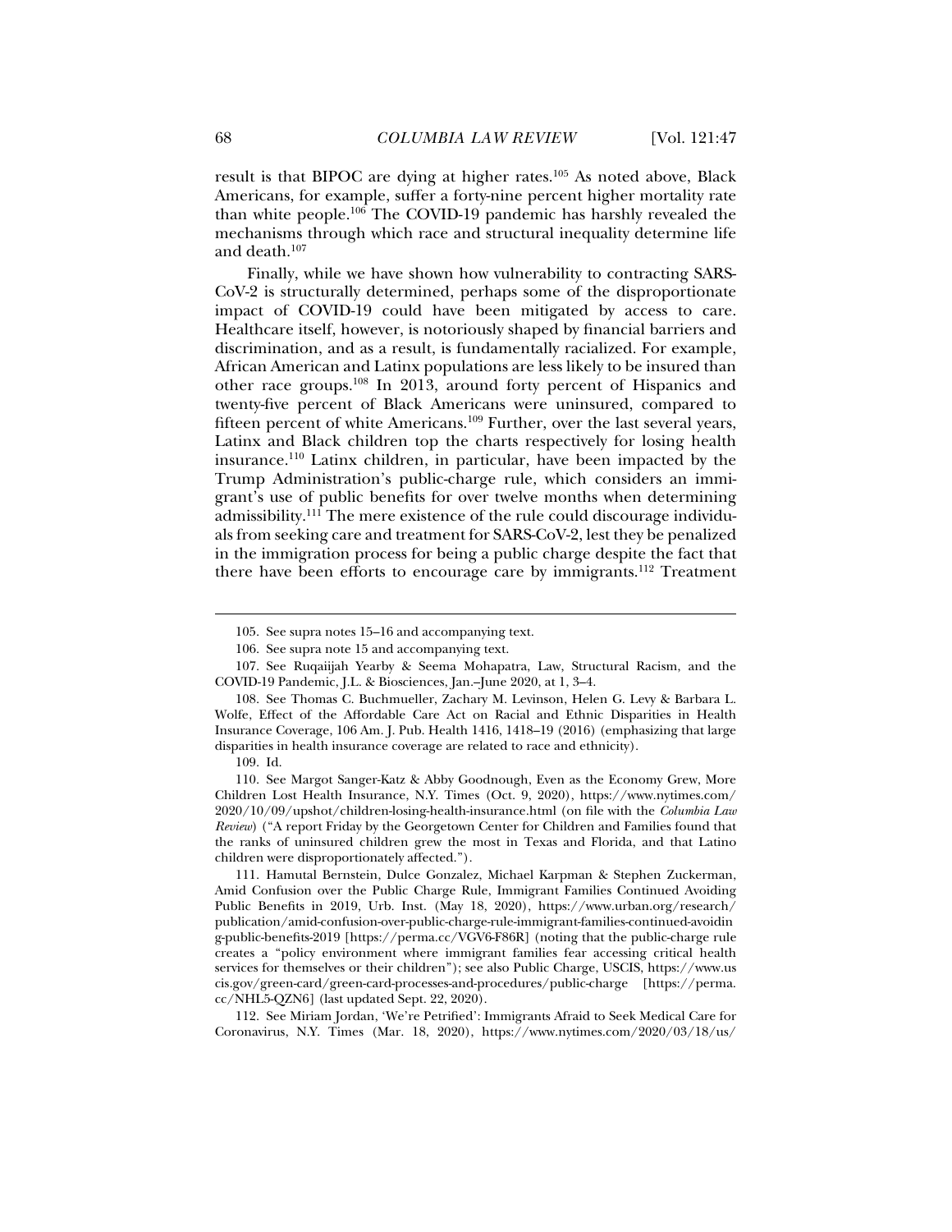result is that BIPOC are dying at higher rates.[105] As noted above, Black Americans, for example, suffer a forty-nine percent higher mortality rate than white people.[106] The COVID-19 pandemic has harshly revealed the mechanisms through which race and structural inequality determine life and death.[107]

Finally, while we have shown how vulnerability to contracting SARS-CoV-2 is structurally determined, perhaps some of the disproportionate impact of COVID-19 could have been mitigated by access to care. Healthcare itself, however, is notoriously shaped by financial barriers and discrimination, and as a result, is fundamentally racialized. For example, African American and Latinx populations are less likely to be insured than other race groups.[108] In 2013, around forty percent of Hispanics and twenty-five percent of Black Americans were uninsured, compared to fifteen percent of white Americans.[109] Further, over the last several years, Latinx and Black children top the charts respectively for losing health insurance.[110] Latinx children, in particular, have been impacted by the Trump Administration's public-charge rule, which considers an immigrant's use of public benefits for over twelve months when determining admissibility.[111] The mere existence of the rule could discourage individuals from seeking care and treatment for SARS-CoV-2, lest they be penalized in the immigration process for being a public charge despite the fact that there have been efforts to encourage care by immigrants.[112] Treatment

---

105. See supra notes 15–16 and accompanying text.

106. See supra note 15 and accompanying text.

107. See Ruqaiijah Yearby & Seema Mohapatra, Law, Structural Racism, and the COVID-19 Pandemic, J.L. & Biosciences, Jan.–June 2020, at 1, 3–4.

108. See Thomas C. Buchmueller, Zachary M. Levinson, Helen G. Levy & Barbara L. Wolfe, Effect of the Affordable Care Act on Racial and Ethnic Disparities in Health Insurance Coverage, 106 Am. J. Pub. Health 1416, 1418–19 (2016) (emphasizing that large disparities in health insurance coverage are related to race and ethnicity).

109. Id.

110. See Margot Sanger-Katz & Abby Goodnough, Even as the Economy Grew, More Children Lost Health Insurance, N.Y. Times (Oct. 9, 2020), https://www.nytimes.com/2020/10/09/upshot/children-losing-health-insurance.html (on file with the *Columbia Law Review*) ("A report Friday by the Georgetown Center for Children and Families found that the ranks of uninsured children grew the most in Texas and Florida, and that Latino children were disproportionately affected.").

111. Hamutal Bernstein, Dulce Gonzalez, Michael Karpman & Stephen Zuckerman, Amid Confusion over the Public Charge Rule, Immigrant Families Continued Avoiding Public Benefits in 2019, Urb. Inst. (May 18, 2020), https://www.urban.org/research/publication/amid-confusion-over-public-charge-rule-immigrant-families-continued-avoiding-public-benefits-2019 [https://perma.cc/VGV6-F86R] (noting that the public-charge rule creates a "policy environment where immigrant families fear accessing critical health services for themselves or their children"); see also Public Charge, USCIS, https://www.uscis.gov/green-card/green-card-processes-and-procedures/public-charge [https://perma.cc/NHL5-QZN6] (last updated Sept. 22, 2020).

112. See Miriam Jordan, 'We're Petrified': Immigrants Afraid to Seek Medical Care for Coronavirus, N.Y. Times (Mar. 18, 2020), https://www.nytimes.com/2020/03/18/us/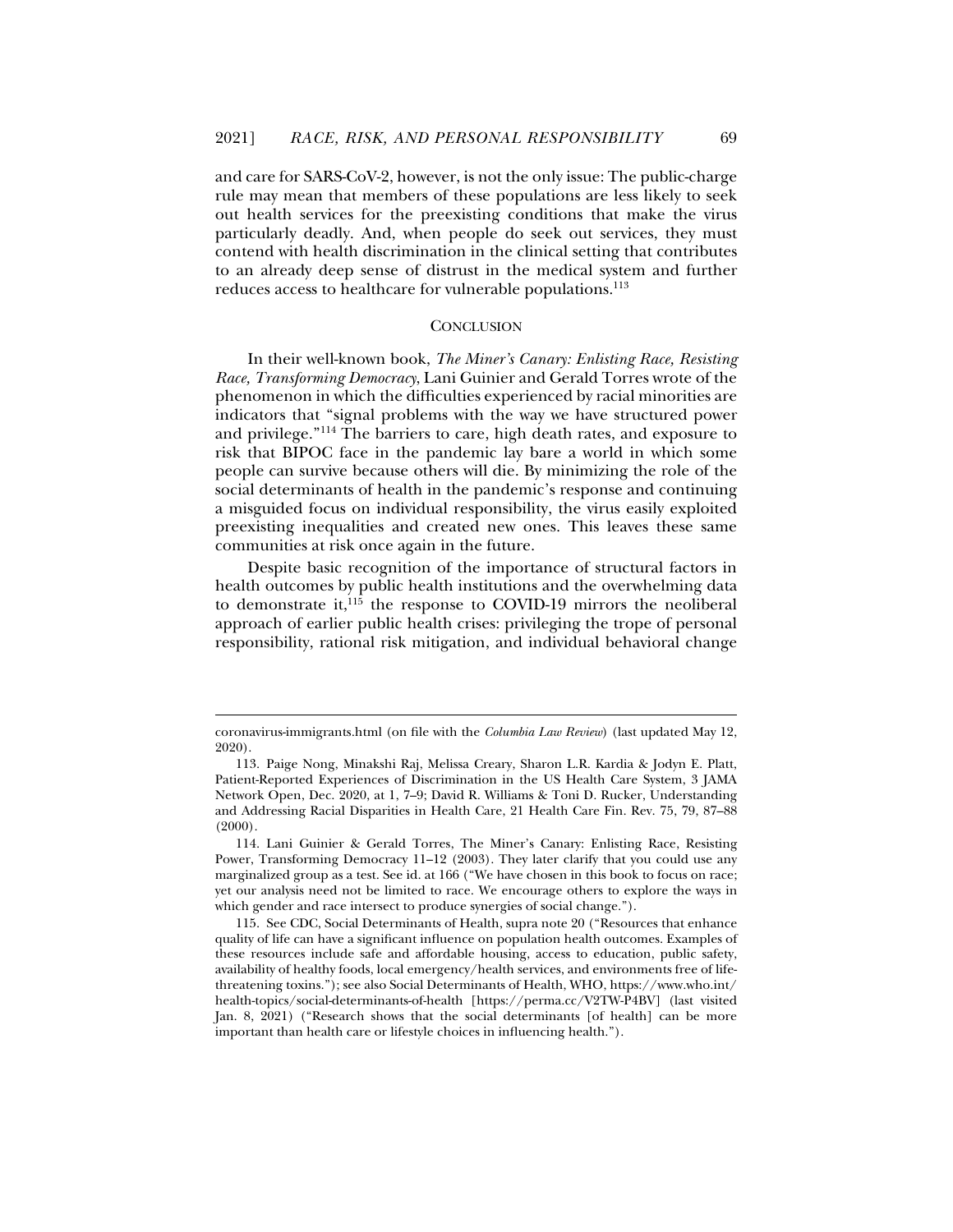and care for SARS-CoV-2, however, is not the only issue: The public-charge rule may mean that members of these populations are less likely to seek out health services for the preexisting conditions that make the virus particularly deadly. And, when people do seek out services, they must contend with health discrimination in the clinical setting that contributes to an already deep sense of distrust in the medical system and further reduces access to healthcare for vulnerable populations.[113]

## CONCLUSION

In their well-known book, *The Miner's Canary: Enlisting Race, Resisting Race, Transforming Democracy*, Lani Guinier and Gerald Torres wrote of the phenomenon in which the difficulties experienced by racial minorities are indicators that "signal problems with the way we have structured power and privilege."[114] The barriers to care, high death rates, and exposure to risk that BIPOC face in the pandemic lay bare a world in which some people can survive because others will die. By minimizing the role of the social determinants of health in the pandemic's response and continuing a misguided focus on individual responsibility, the virus easily exploited preexisting inequalities and created new ones. This leaves these same communities at risk once again in the future.

Despite basic recognition of the importance of structural factors in health outcomes by public health institutions and the overwhelming data to demonstrate it,[115] the response to COVID-19 mirrors the neoliberal approach of earlier public health crises: privileging the trope of personal responsibility, rational risk mitigation, and individual behavioral change

---

coronavirus-immigrants.html (on file with the *Columbia Law Review*) (last updated May 12, 2020).

113. Paige Nong, Minakshi Raj, Melissa Creary, Sharon L.R. Kardia & Jodyn E. Platt, Patient-Reported Experiences of Discrimination in the US Health Care System, 3 JAMA Network Open, Dec. 2020, at 1, 7–9; David R. Williams & Toni D. Rucker, Understanding and Addressing Racial Disparities in Health Care, 21 Health Care Fin. Rev. 75, 79, 87–88 (2000).

114. Lani Guinier & Gerald Torres, The Miner's Canary: Enlisting Race, Resisting Power, Transforming Democracy 11–12 (2003). They later clarify that you could use any marginalized group as a test. See id. at 166 ("We have chosen in this book to focus on race; yet our analysis need not be limited to race. We encourage others to explore the ways in which gender and race intersect to produce synergies of social change.").

115. See CDC, Social Determinants of Health, supra note 20 ("Resources that enhance quality of life can have a significant influence on population health outcomes. Examples of these resources include safe and affordable housing, access to education, public safety, availability of healthy foods, local emergency/health services, and environments free of life-threatening toxins."); see also Social Determinants of Health, WHO, https://www.who.int/health-topics/social-determinants-of-health [https://perma.cc/V2TW-P4BV] (last visited Jan. 8, 2021) ("Research shows that the social determinants [of health] can be more important than health care or lifestyle choices in influencing health.").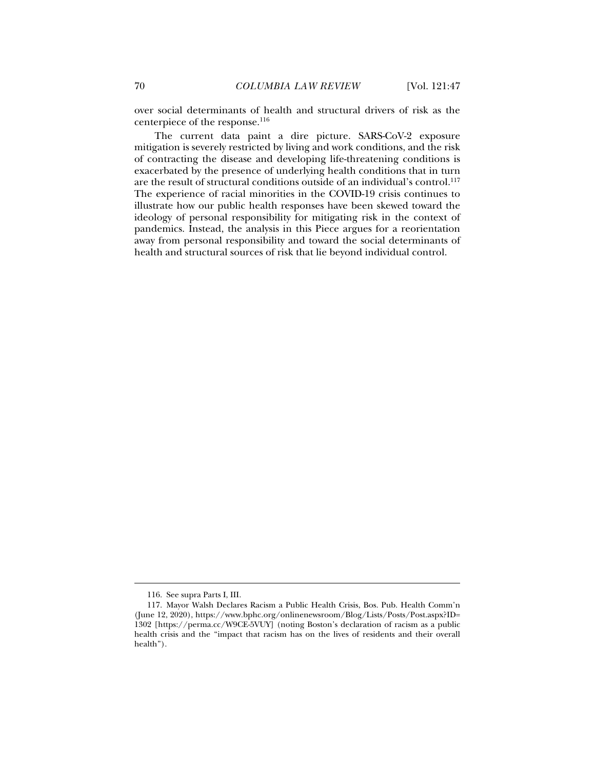over social determinants of health and structural drivers of risk as the centerpiece of the response.[116]

The current data paint a dire picture. SARS-CoV-2 exposure mitigation is severely restricted by living and work conditions, and the risk of contracting the disease and developing life-threatening conditions is exacerbated by the presence of underlying health conditions that in turn are the result of structural conditions outside of an individual's control.[117] The experience of racial minorities in the COVID-19 crisis continues to illustrate how our public health responses have been skewed toward the ideology of personal responsibility for mitigating risk in the context of pandemics. Instead, the analysis in this Piece argues for a reorientation away from personal responsibility and toward the social determinants of health and structural sources of risk that lie beyond individual control.

---

116. See supra Parts I, III.

117. Mayor Walsh Declares Racism a Public Health Crisis, Bos. Pub. Health Comm'n (June 12, 2020), https://www.bphc.org/onlinenewsroom/Blog/Lists/Posts/Post.aspx?ID=1302 [https://perma.cc/W9CE-5VUY] (noting Boston's declaration of racism as a public health crisis and the "impact that racism has on the lives of residents and their overall health").